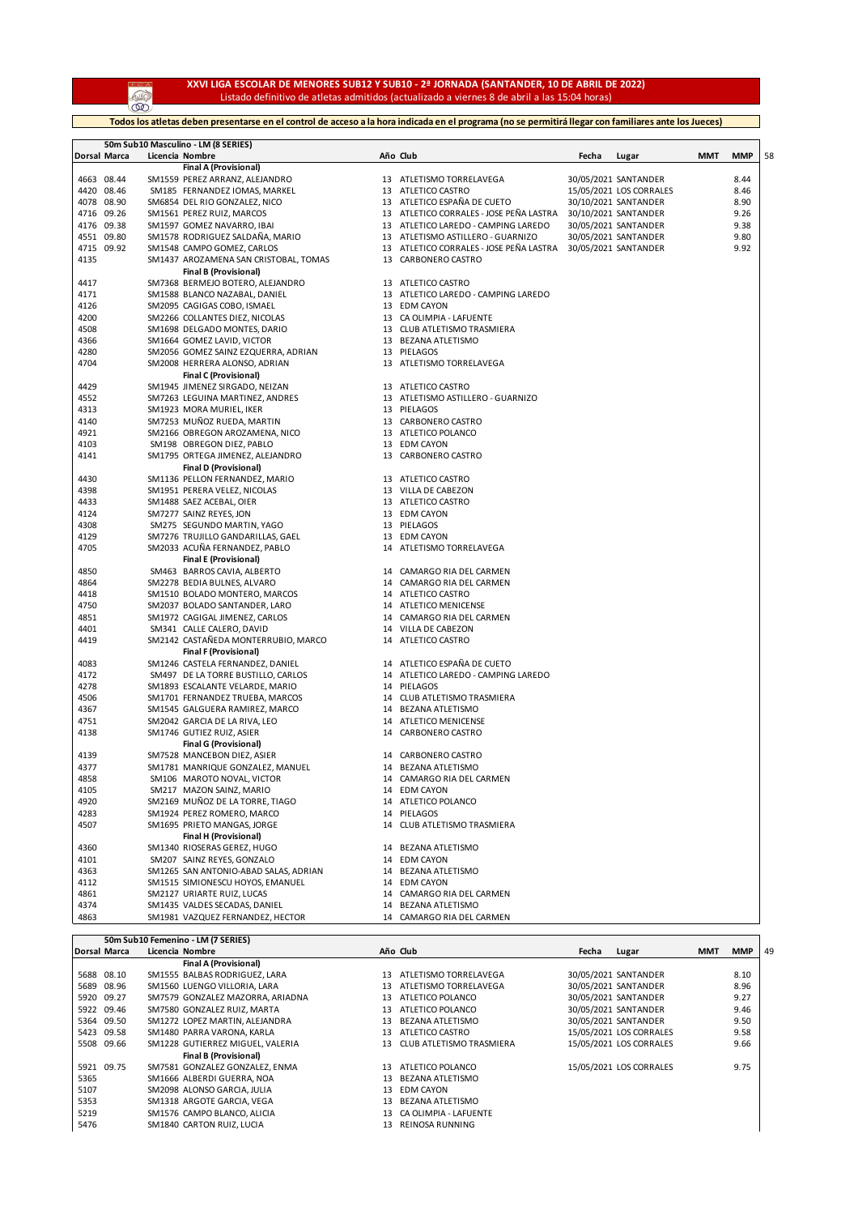# XXVI LIGA ESCOLAR DE MENORES SUB12 Y SUB10 - 2ª JORNADA (SANTANDER, 10 DE ABRIL DE 2022)

Listado definitivo de atletas admitidos (actualizado a viernes 8 de abril a las 15:04 horas)

**Todos los atletas deben presentarse en el control de acceso a la hora indicada en el programa (no se permitirá llegar con familiares ante los Jueces)**

## 50m Sub10 Masculino - LM (8 SERIES) — 58

| Dorsal | Marca | Licencia | Nombre | Año | Club | Fecha | Lugar | MMT | MMP |
|---|---|---|---|---|---|---|---|---|---|
| | | | **Final A (Provisional)** | | | | | | |
| 4663 | 08.44 | SM1559 | PEREZ ARRANZ, ALEJANDRO | 13 | ATLETISMO TORRELAVEGA | 30/05/2021 | SANTANDER | | 8.44 |
| 4420 | 08.46 | SM185 | FERNANDEZ IOMAS, MARKEL | 13 | ATLETICO CASTRO | 15/05/2021 | LOS CORRALES | | 8.46 |
| 4078 | 08.90 | SM6854 | DEL RIO GONZALEZ, NICO | 13 | ATLETICO ESPAÑA DE CUETO | 30/10/2021 | SANTANDER | | 8.90 |
| 4716 | 09.26 | SM1561 | PEREZ RUIZ, MARCOS | 13 | ATLETICO CORRALES - JOSE PEÑA LASTRA | 30/10/2021 | SANTANDER | | 9.26 |
| 4176 | 09.38 | SM1597 | GOMEZ NAVARRO, IBAI | 13 | ATLETICO LAREDO - CAMPING LAREDO | 30/05/2021 | SANTANDER | | 9.38 |
| 4551 | 09.80 | SM1578 | RODRIGUEZ SALDAÑA, MARIO | 13 | ATLETISMO ASTILLERO - GUARNIZO | 30/05/2021 | SANTANDER | | 9.80 |
| 4715 | 09.92 | SM1548 | CAMPO GOMEZ, CARLOS | 13 | ATLETICO CORRALES - JOSE PEÑA LASTRA | 30/05/2021 | SANTANDER | | 9.92 |
| 4135 | | SM1437 | AROZAMENA SAN CRISTOBAL, TOMAS | 13 | CARBONERO CASTRO | | | | |
| | | | **Final B (Provisional)** | | | | | | |
| 4417 | | SM7368 | BERMEJO BOTERO, ALEJANDRO | 13 | ATLETICO CASTRO | | | | |
| 4171 | | SM1588 | BLANCO NAZABAL, DANIEL | 13 | ATLETICO LAREDO - CAMPING LAREDO | | | | |
| 4126 | | SM2095 | CAGIGAS COBO, ISMAEL | 13 | EDM CAYON | | | | |
| 4200 | | SM2266 | COLLANTES DIEZ, NICOLAS | 13 | CA OLIMPIA - LAFUENTE | | | | |
| 4508 | | SM1698 | DELGADO MONTES, DARIO | 13 | CLUB ATLETISMO TRASMIERA | | | | |
| 4366 | | SM1664 | GOMEZ LAVID, VICTOR | 13 | BEZANA ATLETISMO | | | | |
| 4280 | | SM2056 | GOMEZ SAINZ EZQUERRA, ADRIAN | 13 | PIELAGOS | | | | |
| 4704 | | SM2008 | HERRERA ALONSO, ADRIAN | 13 | ATLETISMO TORRELAVEGA | | | | |
| | | | **Final C (Provisional)** | | | | | | |
| 4429 | | SM1945 | JIMENEZ SIRGADO, NEIZAN | 13 | ATLETICO CASTRO | | | | |
| 4552 | | SM7263 | LEGUINA MARTINEZ, ANDRES | 13 | ATLETISMO ASTILLERO - GUARNIZO | | | | |
| 4313 | | SM1923 | MORA MURIEL, IKER | 13 | PIELAGOS | | | | |
| 4140 | | SM7253 | MUÑOZ RUEDA, MARTIN | 13 | CARBONERO CASTRO | | | | |
| 4921 | | SM2166 | OBREGON AROZAMENA, NICO | 13 | ATLETICO POLANCO | | | | |
| 4103 | | SM198 | OBREGON DIEZ, PABLO | 13 | EDM CAYON | | | | |
| 4141 | | SM1795 | ORTEGA JIMENEZ, ALEJANDRO | 13 | CARBONERO CASTRO | | | | |
| | | | **Final D (Provisional)** | | | | | | |
| 4430 | | SM1136 | PELLON FERNANDEZ, MARIO | 13 | ATLETICO CASTRO | | | | |
| 4398 | | SM1951 | PERERA VELEZ, NICOLAS | 13 | VILLA DE CABEZON | | | | |
| 4433 | | SM1488 | SAEZ ACEBAL, OIER | 13 | ATLETICO CASTRO | | | | |
| 4124 | | SM7277 | SAINZ REYES, JON | 13 | EDM CAYON | | | | |
| 4308 | | SM275 | SEGUNDO MARTIN, YAGO | 13 | PIELAGOS | | | | |
| 4129 | | SM7276 | TRUJILLO GANDARILLAS, GAEL | 13 | EDM CAYON | | | | |
| 4705 | | SM2033 | ACUÑA FERNANDEZ, PABLO | 14 | ATLETISMO TORRELAVEGA | | | | |
| | | | **Final E (Provisional)** | | | | | | |
| 4850 | | SM463 | BARROS CAVIA, ALBERTO | 14 | CAMARGO RIA DEL CARMEN | | | | |
| 4864 | | SM2278 | BEDIA BULNES, ALVARO | 14 | CAMARGO RIA DEL CARMEN | | | | |
| 4418 | | SM1510 | BOLADO MONTERO, MARCOS | 14 | ATLETICO CASTRO | | | | |
| 4750 | | SM2037 | BOLADO SANTANDER, LARO | 14 | ATLETICO MENICENSE | | | | |
| 4851 | | SM1972 | CAGIGAL JIMENEZ, CARLOS | 14 | CAMARGO RIA DEL CARMEN | | | | |
| 4401 | | SM341 | CALLE CALERO, DAVID | 14 | VILLA DE CABEZON | | | | |
| 4419 | | SM2142 | CASTAÑEDA MONTERRUBIO, MARCO | 14 | ATLETICO CASTRO | | | | |
| | | | **Final F (Provisional)** | | | | | | |
| 4083 | | SM1246 | CASTELA FERNANDEZ, DANIEL | 14 | ATLETICO ESPAÑA DE CUETO | | | | |
| 4172 | | SM497 | DE LA TORRE BUSTILLO, CARLOS | 14 | ATLETICO LAREDO - CAMPING LAREDO | | | | |
| 4278 | | SM1893 | ESCALANTE VELARDE, MARIO | 14 | PIELAGOS | | | | |
| 4506 | | SM1701 | FERNANDEZ TRUEBA, MARCOS | 14 | CLUB ATLETISMO TRASMIERA | | | | |
| 4367 | | SM1545 | GALGUERA RAMIREZ, MARCO | 14 | BEZANA ATLETISMO | | | | |
| 4751 | | SM2042 | GARCIA DE LA RIVA, LEO | 14 | ATLETICO MENICENSE | | | | |
| 4138 | | SM1746 | GUTIEZ RUIZ, ASIER | 14 | CARBONERO CASTRO | | | | |
| | | | **Final G (Provisional)** | | | | | | |
| 4139 | | SM7528 | MANCEBON DIEZ, ASIER | 14 | CARBONERO CASTRO | | | | |
| 4377 | | SM1781 | MANRIQUE GONZALEZ, MANUEL | 14 | BEZANA ATLETISMO | | | | |
| 4858 | | SM106 | MAROTO NOVAL, VICTOR | 14 | CAMARGO RIA DEL CARMEN | | | | |
| 4105 | | SM217 | MAZON SAINZ, MARIO | 14 | EDM CAYON | | | | |
| 4920 | | SM2169 | MUÑOZ DE LA TORRE, TIAGO | 14 | ATLETICO POLANCO | | | | |
| 4283 | | SM1924 | PEREZ ROMERO, MARCO | 14 | PIELAGOS | | | | |
| 4507 | | SM1695 | PRIETO MANGAS, JORGE | 14 | CLUB ATLETISMO TRASMIERA | | | | |
| | | | **Final H (Provisional)** | | | | | | |
| 4360 | | SM1340 | RIOSERAS GEREZ, HUGO | 14 | BEZANA ATLETISMO | | | | |
| 4101 | | SM207 | SAINZ REYES, GONZALO | 14 | EDM CAYON | | | | |
| 4363 | | SM1265 | SAN ANTONIO-ABAD SALAS, ADRIAN | 14 | BEZANA ATLETISMO | | | | |
| 4112 | | SM1515 | SIMIONESCU HOYOS, EMANUEL | 14 | EDM CAYON | | | | |
| 4861 | | SM2127 | URIARTE RUIZ, LUCAS | 14 | CAMARGO RIA DEL CARMEN | | | | |
| 4374 | | SM1435 | VALDES SECADAS, DANIEL | 14 | BEZANA ATLETISMO | | | | |
| 4863 | | SM1981 | VAZQUEZ FERNANDEZ, HECTOR | 14 | CAMARGO RIA DEL CARMEN | | | | |

## 50m Sub10 Femenino - LM (7 SERIES) — 49

| Dorsal | Marca | Licencia | Nombre | Año | Club | Fecha | Lugar | MMT | MMP |
|---|---|---|---|---|---|---|---|---|---|
| | | | **Final A (Provisional)** | | | | | | |
| 5688 | 08.10 | SM1555 | BALBAS RODRIGUEZ, LARA | 13 | ATLETISMO TORRELAVEGA | 30/05/2021 | SANTANDER | | 8.10 |
| 5689 | 08.96 | SM1560 | LUENGO VILLORIA, LARA | 13 | ATLETISMO TORRELAVEGA | 30/05/2021 | SANTANDER | | 8.96 |
| 5920 | 09.27 | SM7579 | GONZALEZ MAZORRA, ARIADNA | 13 | ATLETICO POLANCO | 30/05/2021 | SANTANDER | | 9.27 |
| 5922 | 09.46 | SM7580 | GONZALEZ RUIZ, MARTA | 13 | ATLETICO POLANCO | 30/05/2021 | SANTANDER | | 9.46 |
| 5364 | 09.50 | SM1272 | LOPEZ MARTIN, ALEJANDRA | 13 | BEZANA ATLETISMO | 30/05/2021 | SANTANDER | | 9.50 |
| 5423 | 09.58 | SM1480 | PARRA VARONA, KARLA | 13 | ATLETICO CASTRO | 15/05/2021 | LOS CORRALES | | 9.58 |
| 5508 | 09.66 | SM1228 | GUTIERREZ MIGUEL, VALERIA | 13 | CLUB ATLETISMO TRASMIERA | 15/05/2021 | LOS CORRALES | | 9.66 |
| | | | **Final B (Provisional)** | | | | | | |
| 5921 | 09.75 | SM7581 | GONZALEZ GONZALEZ, ENMA | 13 | ATLETICO POLANCO | 15/05/2021 | LOS CORRALES | | 9.75 |
| 5365 | | SM1666 | ALBERDI GUERRA, NOA | 13 | BEZANA ATLETISMO | | | | |
| 5107 | | SM2098 | ALONSO GARCIA, JULIA | 13 | EDM CAYON | | | | |
| 5353 | | SM1318 | ARGOTE GARCIA, VEGA | 13 | BEZANA ATLETISMO | | | | |
| 5219 | | SM1576 | CAMPO BLANCO, ALICIA | 13 | CA OLIMPIA - LAFUENTE | | | | |
| 5476 | | SM1840 | CARTON RUIZ, LUCIA | 13 | REINOSA RUNNING | | | | |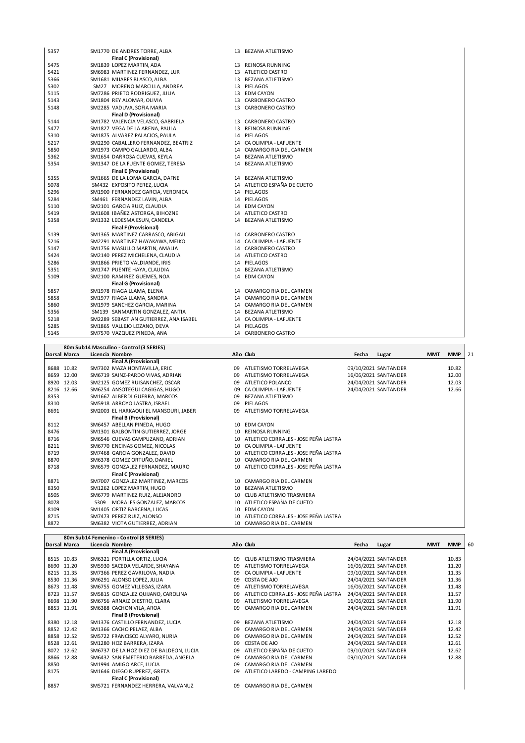| Dorsal | Marca | Licencia | Nombre | Año | Club | Fecha | Lugar | MMT | MMP |
|---|---|---|---|---|---|---|---|---|---|
| 5357 | | SM1770 | DE ANDRES TORRE, ALBA | 13 | BEZANA ATLETISMO | | | | |
| | | | **Final C (Provisional)** | | | | | | |
| 5475 | | SM1839 | LOPEZ MARTIN, ADA | 13 | REINOSA RUNNING | | | | |
| 5421 | | SM6983 | MARTINEZ FERNANDEZ, LUR | 13 | ATLETICO CASTRO | | | | |
| 5366 | | SM1681 | MIJARES BLASCO, ALBA | 13 | BEZANA ATLETISMO | | | | |
| 5302 | | SM27 | MORENO MARCILLA, ANDREA | 13 | PIELAGOS | | | | |
| 5115 | | SM7286 | PRIETO RODRIGUEZ, JULIA | 13 | EDM CAYON | | | | |
| 5143 | | SM1804 | REY ALOMAR, OLIVIA | 13 | CARBONERO CASTRO | | | | |
| 5148 | | SM2285 | VADUVA, SOFIA MARIA | 13 | CARBONERO CASTRO | | | | |
| | | | **Final D (Provisional)** | | | | | | |
| 5144 | | SM1782 | VALENCIA VELASCO, GABRIELA | 13 | CARBONERO CASTRO | | | | |
| 5477 | | SM1827 | VEGA DE LA ARENA, PAULA | 13 | REINOSA RUNNING | | | | |
| 5310 | | SM1875 | ALVAREZ PALACIOS, PAULA | 14 | PIELAGOS | | | | |
| 5217 | | SM2290 | CABALLERO FERNANDEZ, BEATRIZ | 14 | CA OLIMPIA - LAFUENTE | | | | |
| 5850 | | SM1973 | CAMPO GALLARDO, ALBA | 14 | CAMARGO RIA DEL CARMEN | | | | |
| 5362 | | SM1654 | DARROSA CUEVAS, KEYLA | 14 | BEZANA ATLETISMO | | | | |
| 5354 | | SM1347 | DE LA FUENTE GOMEZ, TERESA | 14 | BEZANA ATLETISMO | | | | |
| | | | **Final E (Provisional)** | | | | | | |
| 5355 | | SM1665 | DE LA LOMA GARCIA, DAFNE | 14 | BEZANA ATLETISMO | | | | |
| 5078 | | SM432 | EXPOSITO PEREZ, LUCIA | 14 | ATLETICO ESPAÑA DE CUETO | | | | |
| 5296 | | SM1900 | FERNANDEZ GARCIA, VERONICA | 14 | PIELAGOS | | | | |
| 5284 | | SM461 | FERNANDEZ LAVIN, ALBA | 14 | PIELAGOS | | | | |
| 5110 | | SM2101 | GARCIA RUIZ, CLAUDIA | 14 | EDM CAYON | | | | |
| 5419 | | SM1608 | IBAÑEZ ASTORGA, BIHOZNE | 14 | ATLETICO CASTRO | | | | |
| 5358 | | SM1332 | LEDESMA ESUN, CANDELA | 14 | BEZANA ATLETISMO | | | | |
| | | | **Final F (Provisional)** | | | | | | |
| 5139 | | SM1365 | MARTINEZ CARRASCO, ABIGAIL | 14 | CARBONERO CASTRO | | | | |
| 5216 | | SM2291 | MARTINEZ HAYAKAWA, MEIKO | 14 | CA OLIMPIA - LAFUENTE | | | | |
| 5147 | | SM1756 | MASULLO MARTIN, AMALIA | 14 | CARBONERO CASTRO | | | | |
| 5424 | | SM2140 | PEREZ MICHELENA, CLAUDIA | 14 | ATLETICO CASTRO | | | | |
| 5286 | | SM1866 | PRIETO VALDIANDE, IRIS | 14 | PIELAGOS | | | | |
| 5351 | | SM1747 | PUENTE HAYA, CLAUDIA | 14 | BEZANA ATLETISMO | | | | |
| 5109 | | SM2100 | RAMIREZ GUEMES, NOA | 14 | EDM CAYON | | | | |
| | | | **Final G (Provisional)** | | | | | | |
| 5857 | | SM1978 | RIAGA LLAMA, ELENA | 14 | CAMARGO RIA DEL CARMEN | | | | |
| 5858 | | SM1977 | RIAGA LLAMA, SANDRA | 14 | CAMARGO RIA DEL CARMEN | | | | |
| 5860 | | SM1979 | SANCHEZ GARCIA, MARINA | 14 | CAMARGO RIA DEL CARMEN | | | | |
| 5356 | | SM139 | SANMARTIN GONZALEZ, ANTIA | 14 | BEZANA ATLETISMO | | | | |
| 5218 | | SM2289 | SEBASTIAN GUTIERREZ, ANA ISABEL | 14 | CA OLIMPIA - LAFUENTE | | | | |
| 5285 | | SM1865 | VALLEJO LOZANO, DEVA | 14 | PIELAGOS | | | | |
| 5145 | | SM7570 | VAZQUEZ PINEDA, ANA | 14 | CARBONERO CASTRO | | | | |

**80m Sub14 Masculino - Control (3 SERIES)** — 21

| Dorsal | Marca | Licencia | Nombre | Año | Club | Fecha | Lugar | MMT | MMP |
|---|---|---|---|---|---|---|---|---|---|
| | | | **Final A (Provisional)** | | | | | | |
| 8688 | 10.82 | SM7302 | MAZA HONTAVILLA, ERIC | 09 | ATLETISMO TORRELAVEGA | 09/10/2021 | SANTANDER | | 10.82 |
| 8659 | 12.00 | SM6719 | SAINZ-PARDO VIVAS, ADRIAN | 09 | ATLETISMO TORRELAVEGA | 16/06/2021 | SANTANDER | | 12.00 |
| 8920 | 12.03 | SM2125 | GOMEZ RUISANCHEZ, OSCAR | 09 | ATLETICO POLANCO | 24/04/2021 | SANTANDER | | 12.03 |
| 8216 | 12.66 | SM6254 | ANSOTEGUI CAGIGAS, HUGO | 09 | CA OLIMPIA - LAFUENTE | 24/04/2021 | SANTANDER | | 12.66 |
| 8353 | | SM1667 | ALBERDI GUERRA, MARCOS | 09 | BEZANA ATLETISMO | | | | |
| 8310 | | SM5918 | ARROYO LASTRA, ISRAEL | 09 | PIELAGOS | | | | |
| 8691 | | SM2003 | EL HARKAOUI EL MANSOURI, JABER | 09 | ATLETISMO TORRELAVEGA | | | | |
| | | | **Final B (Provisional)** | | | | | | |
| 8112 | | SM6457 | ABELLAN PINEDA, HUGO | 10 | EDM CAYON | | | | |
| 8476 | | SM1301 | BALBONTIN GUTIERREZ, JORGE | 10 | REINOSA RUNNING | | | | |
| 8716 | | SM6546 | CUEVAS CAMPUZANO, ADRIAN | 10 | ATLETICO CORRALES - JOSE PEÑA LASTRA | | | | |
| 8211 | | SM6770 | ENCINAS GOMEZ, NICOLAS | 10 | CA OLIMPIA - LAFUENTE | | | | |
| 8719 | | SM7468 | GARCIA GONZALEZ, DAVID | 10 | ATLETICO CORRALES - JOSE PEÑA LASTRA | | | | |
| 8870 | | SM6378 | GOMEZ ORTUÑO, DANIEL | 10 | CAMARGO RIA DEL CARMEN | | | | |
| 8718 | | SM6579 | GONZALEZ FERNANDEZ, MAURO | 10 | ATLETICO CORRALES - JOSE PEÑA LASTRA | | | | |
| | | | **Final C (Provisional)** | | | | | | |
| 8871 | | SM7007 | GONZALEZ MARTINEZ, MARCOS | 10 | CAMARGO RIA DEL CARMEN | | | | |
| 8350 | | SM1262 | LOPEZ MARTIN, HUGO | 10 | BEZANA ATLETISMO | | | | |
| 8505 | | SM6779 | MARTINEZ RUIZ, ALEJANDRO | 10 | CLUB ATLETISMO TRASMIERA | | | | |
| 8078 | | S309 | MORALES GONZALEZ, MARCOS | 10 | ATLETICO ESPAÑA DE CUETO | | | | |
| 8109 | | SM1405 | ORTIZ BARCENA, LUCAS | 10 | EDM CAYON | | | | |
| 8715 | | SM7473 | PEREZ RUIZ, ALONSO | 10 | ATLETICO CORRALES - JOSE PEÑA LASTRA | | | | |
| 8872 | | SM6382 | VIOTA GUTIERREZ, ADRIAN | 10 | CAMARGO RIA DEL CARMEN | | | | |

**80m Sub14 Femenino - Control (8 SERIES)** — 60

| Dorsal | Marca | Licencia | Nombre | Año | Club | Fecha | Lugar | MMT | MMP |
|---|---|---|---|---|---|---|---|---|---|
| | | | **Final A (Provisional)** | | | | | | |
| 8515 | 10.83 | SM6321 | PORTILLA ORTIZ, LUCIA | 09 | CLUB ATLETISMO TRASMIERA | 24/04/2021 | SANTANDER | | 10.83 |
| 8690 | 11.20 | SM5930 | SACEDA VELARDE, SHAYANA | 09 | ATLETISMO TORRELAVEGA | 16/06/2021 | SANTANDER | | 11.20 |
| 8215 | 11.35 | SM7366 | PEREZ GAVRILOVA, NADIA | 09 | CA OLIMPIA - LAFUENTE | 09/10/2021 | SANTANDER | | 11.35 |
| 8530 | 11.36 | SM6291 | ALONSO LOPEZ, JULIA | 09 | COSTA DE AJO | 24/04/2021 | SANTANDER | | 11.36 |
| 8673 | 11.48 | SM6755 | GOMEZ VILLEGAS, IZARA | 09 | ATLETISMO TORRELAVEGA | 16/06/2021 | SANTANDER | | 11.48 |
| 8723 | 11.57 | SM5815 | GONZALEZ QUIJANO, CAROLINA | 09 | ATLETICO CORRALES - JOSE PEÑA LASTRA | 24/04/2021 | SANTANDER | | 11.57 |
| 8698 | 11.90 | SM6756 | ARNAIZ DIESTRO, CLARA | 09 | ATLETISMO TORRELAVEGA | 16/06/2021 | SANTANDER | | 11.90 |
| 8853 | 11.91 | SM6388 | CACHON VILA, AROA | 09 | CAMARGO RIA DEL CARMEN | 24/04/2021 | SANTANDER | | 11.91 |
| | | | **Final B (Provisional)** | | | | | | |
| 8380 | 12.18 | SM1376 | CASTILLO FERNANDEZ, LUCIA | 09 | BEZANA ATLETISMO | 24/04/2021 | SANTANDER | | 12.18 |
| 8852 | 12.42 | SM1366 | CACHO PELAEZ, ALBA | 09 | CAMARGO RIA DEL CARMEN | 24/04/2021 | SANTANDER | | 12.42 |
| 8858 | 12.52 | SM5722 | FRANCISCO ALVARO, NURIA | 09 | CAMARGO RIA DEL CARMEN | 24/04/2021 | SANTANDER | | 12.52 |
| 8528 | 12.61 | SM1280 | HOZ BARRERA, IZARA | 09 | COSTA DE AJO | 24/04/2021 | SANTANDER | | 12.61 |
| 8072 | 12.62 | SM6737 | DE LA HOZ DIEZ DE BALDEON, LUCIA | 09 | ATLETICO ESPAÑA DE CUETO | 09/10/2021 | SANTANDER | | 12.62 |
| 8866 | 12.88 | SM6432 | SAN EMETERIO BARREDA, ANGELA | 09 | CAMARGO RIA DEL CARMEN | 09/10/2021 | SANTANDER | | 12.88 |
| 8850 | | SM1994 | AMIGO ARCE, LUCIA | 09 | CAMARGO RIA DEL CARMEN | | | | |
| 8175 | | SM1646 | DIEGO RUPEREZ, GRETA | 09 | ATLETICO LAREDO - CAMPING LAREDO | | | | |
| | | | **Final C (Provisional)** | | | | | | |
| 8857 | | SM5721 | FERNANDEZ HERRERA, VALVANUZ | 09 | CAMARGO RIA DEL CARMEN | | | | |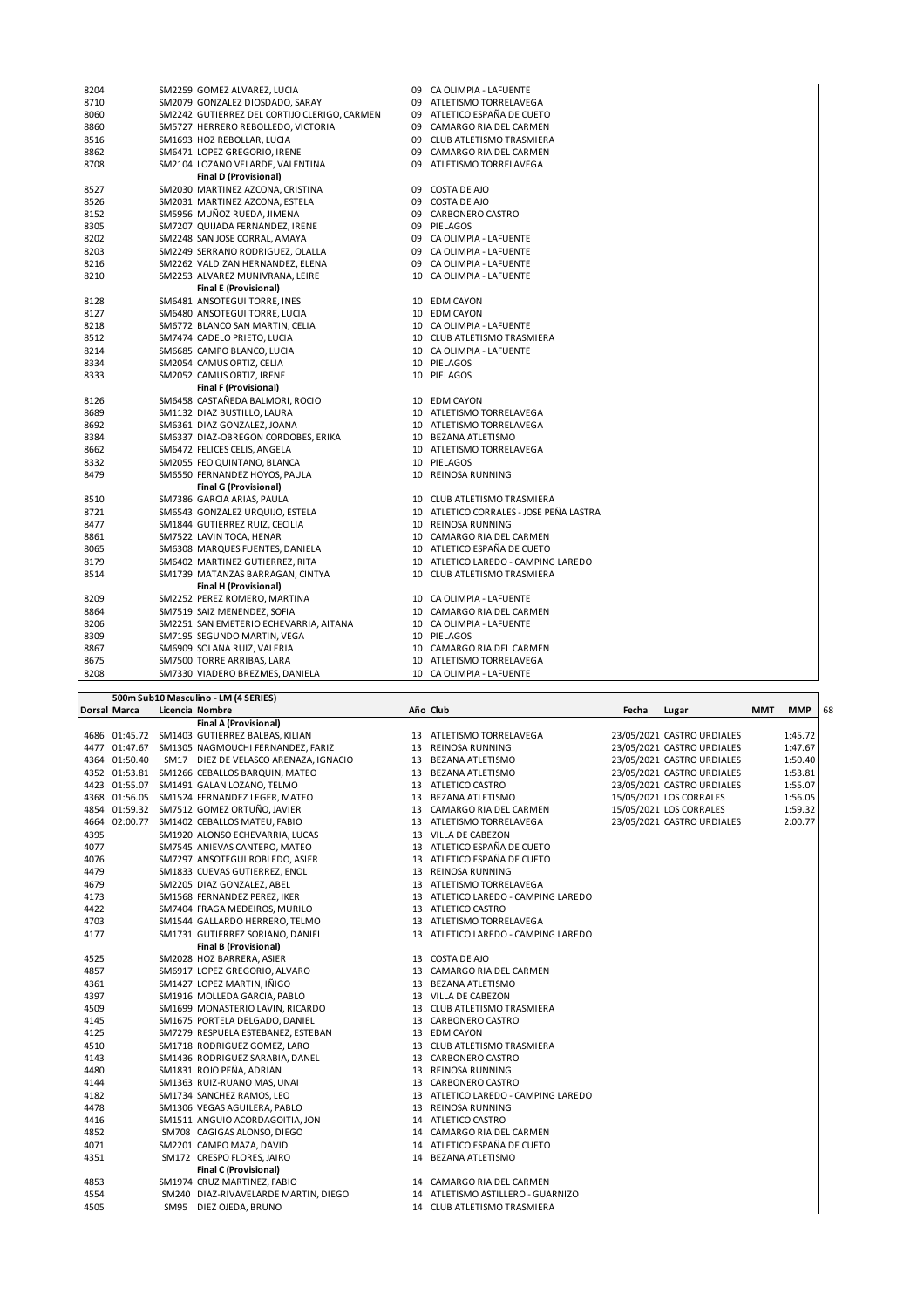| Dorsal | Licencia | Nombre | Año | Club |
|---|---|---|---|---|
| 8204 | SM2259 | GOMEZ ALVAREZ, LUCIA | 09 | CA OLIMPIA - LAFUENTE |
| 8710 | SM2079 | GONZALEZ DIOSDADO, SARAY | 09 | ATLETISMO TORRELAVEGA |
| 8060 | SM2242 | GUTIERREZ DEL CORTIJO CLERIGO, CARMEN | 09 | ATLETICO ESPAÑA DE CUETO |
| 8860 | SM5727 | HERRERO REBOLLEDO, VICTORIA | 09 | CAMARGO RIA DEL CARMEN |
| 8516 | SM1693 | HOZ REBOLLAR, LUCIA | 09 | CLUB ATLETISMO TRASMIERA |
| 8862 | SM6471 | LOPEZ GREGORIO, IRENE | 09 | CAMARGO RIA DEL CARMEN |
| 8708 | SM2104 | LOZANO VELARDE, VALENTINA | 09 | ATLETISMO TORRELAVEGA |
| | | **Final D (Provisional)** | | |
| 8527 | SM2030 | MARTINEZ AZCONA, CRISTINA | 09 | COSTA DE AJO |
| 8526 | SM2031 | MARTINEZ AZCONA, ESTELA | 09 | COSTA DE AJO |
| 8152 | SM5956 | MUÑOZ RUEDA, JIMENA | 09 | CARBONERO CASTRO |
| 8305 | SM7207 | QUIJADA FERNANDEZ, IRENE | 09 | PIELAGOS |
| 8202 | SM2248 | SAN JOSE CORRAL, AMAYA | 09 | CA OLIMPIA - LAFUENTE |
| 8203 | SM2249 | SERRANO RODRIGUEZ, OLALLA | 09 | CA OLIMPIA - LAFUENTE |
| 8216 | SM2262 | VALDIZAN HERNANDEZ, ELENA | 09 | CA OLIMPIA - LAFUENTE |
| 8210 | SM2253 | ALVAREZ MUNIVRANA, LEIRE | 10 | CA OLIMPIA - LAFUENTE |
| | | **Final E (Provisional)** | | |
| 8128 | SM6481 | ANSOTEGUI TORRE, INES | 10 | EDM CAYON |
| 8127 | SM6480 | ANSOTEGUI TORRE, LUCIA | 10 | EDM CAYON |
| 8218 | SM6772 | BLANCO SAN MARTIN, CELIA | 10 | CA OLIMPIA - LAFUENTE |
| 8512 | SM7474 | CADELO PRIETO, LUCIA | 10 | CLUB ATLETISMO TRASMIERA |
| 8214 | SM6685 | CAMPO BLANCO, LUCIA | 10 | CA OLIMPIA - LAFUENTE |
| 8334 | SM2054 | CAMUS ORTIZ, CELIA | 10 | PIELAGOS |
| 8333 | SM2052 | CAMUS ORTIZ, IRENE | 10 | PIELAGOS |
| | | **Final F (Provisional)** | | |
| 8126 | SM6458 | CASTAÑEDA BALMORI, ROCIO | 10 | EDM CAYON |
| 8689 | SM1132 | DIAZ BUSTILLO, LAURA | 10 | ATLETISMO TORRELAVEGA |
| 8692 | SM6361 | DIAZ GONZALEZ, JOANA | 10 | ATLETISMO TORRELAVEGA |
| 8384 | SM6337 | DIAZ-OBREGON CORDOBES, ERIKA | 10 | BEZANA ATLETISMO |
| 8662 | SM6472 | FELICES CELIS, ANGELA | 10 | ATLETISMO TORRELAVEGA |
| 8332 | SM2055 | FEO QUINTANO, BLANCA | 10 | PIELAGOS |
| 8479 | SM6550 | FERNANDEZ HOYOS, PAULA | 10 | REINOSA RUNNING |
| | | **Final G (Provisional)** | | |
| 8510 | SM7386 | GARCIA ARIAS, PAULA | 10 | CLUB ATLETISMO TRASMIERA |
| 8721 | SM6543 | GONZALEZ URQUIJO, ESTELA | 10 | ATLETICO CORRALES - JOSE PEÑA LASTRA |
| 8477 | SM1844 | GUTIERREZ RUIZ, CECILIA | 10 | REINOSA RUNNING |
| 8861 | SM7522 | LAVIN TOCA, HENAR | 10 | CAMARGO RIA DEL CARMEN |
| 8065 | SM6308 | MARQUES FUENTES, DANIELA | 10 | ATLETICO ESPAÑA DE CUETO |
| 8179 | SM6402 | MARTINEZ GUTIERREZ, RITA | 10 | ATLETICO LAREDO - CAMPING LAREDO |
| 8514 | SM1739 | MATANZAS BARRAGAN, CINTYA | 10 | CLUB ATLETISMO TRASMIERA |
| | | **Final H (Provisional)** | | |
| 8209 | SM2252 | PEREZ ROMERO, MARTINA | 10 | CA OLIMPIA - LAFUENTE |
| 8864 | SM7519 | SAIZ MENENDEZ, SOFIA | 10 | CAMARGO RIA DEL CARMEN |
| 8206 | SM2251 | SAN EMETERIO ECHEVARRIA, AITANA | 10 | CA OLIMPIA - LAFUENTE |
| 8309 | SM7195 | SEGUNDO MARTIN, VEGA | 10 | PIELAGOS |
| 8867 | SM6909 | SOLANA RUIZ, VALERIA | 10 | CAMARGO RIA DEL CARMEN |
| 8675 | SM7500 | TORRE ARRIBAS, LARA | 10 | ATLETISMO TORRELAVEGA |
| 8208 | SM7330 | VIADERO BREZMES, DANIELA | 10 | CA OLIMPIA - LAFUENTE |

**500m Sub10 Masculino - LM (4 SERIES)**

| Dorsal | Marca | Licencia | Nombre | Año | Club | Fecha | Lugar | MMT | MMP |
|---|---|---|---|---|---|---|---|---|---|
| | | | **Final A (Provisional)** | | | | | | |
| 4686 | 01:45.72 | SM1403 | GUTIERREZ BALBAS, KILIAN | 13 | ATLETISMO TORRELAVEGA | 23/05/2021 | CASTRO URDIALES | | 1:45.72 |
| 4477 | 01:47.67 | SM1305 | NAGMOUCHI FERNANDEZ, FARIZ | 13 | REINOSA RUNNING | 23/05/2021 | CASTRO URDIALES | | 1:47.67 |
| 4364 | 01:50.40 | SM17 | DIEZ DE VELASCO ARENAZA, IGNACIO | 13 | BEZANA ATLETISMO | 23/05/2021 | CASTRO URDIALES | | 1:50.40 |
| 4352 | 01:53.81 | SM1266 | CEBALLOS BARQUIN, MATEO | 13 | BEZANA ATLETISMO | 23/05/2021 | CASTRO URDIALES | | 1:53.81 |
| 4423 | 01:55.07 | SM1491 | GALAN LOZANO, TELMO | 13 | ATLETICO CASTRO | 23/05/2021 | CASTRO URDIALES | | 1:55.07 |
| 4368 | 01:56.05 | SM1524 | FERNANDEZ LEGER, MATEO | 13 | BEZANA ATLETISMO | 15/05/2021 | LOS CORRALES | | 1:56.05 |
| 4854 | 01:59.32 | SM7512 | GOMEZ ORTUÑO, JAVIER | 13 | CAMARGO RIA DEL CARMEN | 15/05/2021 | LOS CORRALES | | 1:59.32 |
| 4664 | 02:00.77 | SM1402 | CEBALLOS MATEU, FABIO | 13 | ATLETISMO TORRELAVEGA | 23/05/2021 | CASTRO URDIALES | | 2:00.77 |
| 4395 | | SM1920 | ALONSO ECHEVARRIA, LUCAS | 13 | VILLA DE CABEZON | | | | |
| 4077 | | SM7545 | ANIEVAS CANTERO, MATEO | 13 | ATLETICO ESPAÑA DE CUETO | | | | |
| 4076 | | SM7297 | ANSOTEGUI ROBLEDO, ASIER | 13 | ATLETICO ESPAÑA DE CUETO | | | | |
| 4479 | | SM1833 | CUEVAS GUTIERREZ, ENOL | 13 | REINOSA RUNNING | | | | |
| 4679 | | SM2205 | DIAZ GONZALEZ, ABEL | 13 | ATLETISMO TORRELAVEGA | | | | |
| 4173 | | SM1568 | FERNANDEZ PEREZ, IKER | 13 | ATLETICO LAREDO - CAMPING LAREDO | | | | |
| 4422 | | SM7404 | FRAGA MEDEIROS, MURILO | 13 | ATLETICO CASTRO | | | | |
| 4703 | | SM1544 | GALLARDO HERRERO, TELMO | 13 | ATLETISMO TORRELAVEGA | | | | |
| 4177 | | SM1731 | GUTIERREZ SORIANO, DANIEL | 13 | ATLETICO LAREDO - CAMPING LAREDO | | | | |
| | | | **Final B (Provisional)** | | | | | | |
| 4525 | | SM2028 | HOZ BARRERA, ASIER | 13 | COSTA DE AJO | | | | |
| 4857 | | SM6917 | LOPEZ GREGORIO, ALVARO | 13 | CAMARGO RIA DEL CARMEN | | | | |
| 4361 | | SM1427 | LOPEZ MARTIN, IÑIGO | 13 | BEZANA ATLETISMO | | | | |
| 4397 | | SM1916 | MOLLEDA GARCIA, PABLO | 13 | VILLA DE CABEZON | | | | |
| 4509 | | SM1699 | MONASTERIO LAVIN, RICARDO | 13 | CLUB ATLETISMO TRASMIERA | | | | |
| 4145 | | SM1675 | PORTELA DELGADO, DANIEL | 13 | CARBONERO CASTRO | | | | |
| 4125 | | SM7279 | RESPUELA ESTEBANEZ, ESTEBAN | 13 | EDM CAYON | | | | |
| 4510 | | SM1718 | RODRIGUEZ GOMEZ, LARO | 13 | CLUB ATLETISMO TRASMIERA | | | | |
| 4143 | | SM1436 | RODRIGUEZ SARABIA, DANEL | 13 | CARBONERO CASTRO | | | | |
| 4480 | | SM1831 | ROJO PEÑA, ADRIAN | 13 | REINOSA RUNNING | | | | |
| 4144 | | SM1363 | RUIZ-RUANO MAS, UNAI | 13 | CARBONERO CASTRO | | | | |
| 4182 | | SM1734 | SANCHEZ RAMOS, LEO | 13 | ATLETICO LAREDO - CAMPING LAREDO | | | | |
| 4478 | | SM1306 | VEGAS AGUILERA, PABLO | 13 | REINOSA RUNNING | | | | |
| 4416 | | SM1511 | ANGUIO ACORDAGOITIA, JON | 14 | ATLETICO CASTRO | | | | |
| 4852 | | SM708 | CAGIGAS ALONSO, DIEGO | 14 | CAMARGO RIA DEL CARMEN | | | | |
| 4071 | | SM2201 | CAMPO MAZA, DAVID | 14 | ATLETICO ESPAÑA DE CUETO | | | | |
| 4351 | | SM172 | CRESPO FLORES, JAIRO | 14 | BEZANA ATLETISMO | | | | |
| | | | **Final C (Provisional)** | | | | | | |
| 4853 | | SM1974 | CRUZ MARTINEZ, FABIO | 14 | CAMARGO RIA DEL CARMEN | | | | |
| 4554 | | SM240 | DIAZ-RIVAVELARDE MARTIN, DIEGO | 14 | ATLETISMO ASTILLERO - GUARNIZO | | | | |
| 4505 | | SM95 | DIEZ OJEDA, BRUNO | 14 | CLUB ATLETISMO TRASMIERA | | | | |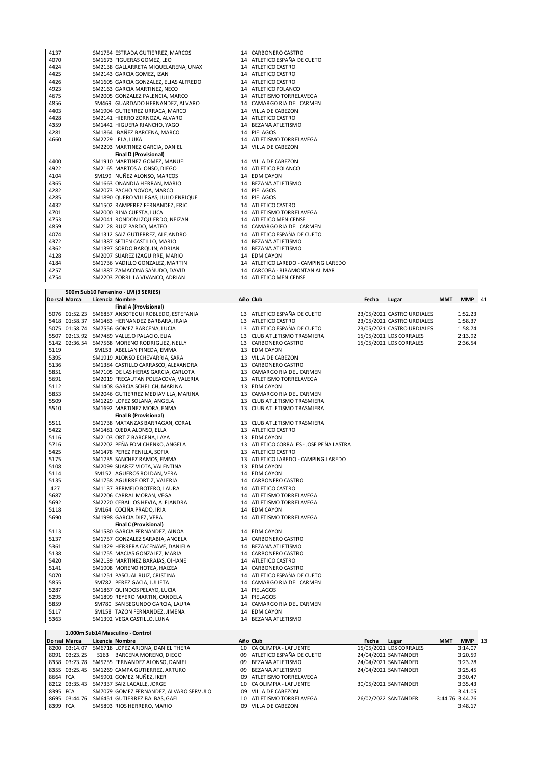| Dorsal | Marca | Licencia | Nombre | Año | Club | Fecha | Lugar | MMT | MMP |
|---|---|---|---|---|---|---|---|---|---|
| 4137 | | SM1754 | ESTRADA GUTIERREZ, MARCOS | 14 | CARBONERO CASTRO | | | | |
| 4070 | | SM1673 | FIGUERAS GOMEZ, LEO | 14 | ATLETICO ESPAÑA DE CUETO | | | | |
| 4424 | | SM2138 | GALLARRETA MIQUELARENA, UNAX | 14 | ATLETICO CASTRO | | | | |
| 4425 | | SM2143 | GARCIA GOMEZ, IZAN | 14 | ATLETICO CASTRO | | | | |
| 4426 | | SM1605 | GARCIA GONZALEZ, ELIAS ALFREDO | 14 | ATLETICO CASTRO | | | | |
| 4923 | | SM2163 | GARCIA MARTINEZ, NECO | 14 | ATLETICO POLANCO | | | | |
| 4675 | | SM2005 | GONZALEZ PALENCIA, MARCO | 14 | ATLETISMO TORRELAVEGA | | | | |
| 4856 | | SM469 | GUARDADO HERNANDEZ, ALVARO | 14 | CAMARGO RIA DEL CARMEN | | | | |
| 4403 | | SM1904 | GUTIERREZ URRACA, MARCO | 14 | VILLA DE CABEZON | | | | |
| 4428 | | SM2141 | HIERRO ZORNOZA, ALVARO | 14 | ATLETICO CASTRO | | | | |
| 4359 | | SM1442 | HIGUERA RIANCHO, YAGO | 14 | BEZANA ATLETISMO | | | | |
| 4281 | | SM1864 | IBAÑEZ BARCENA, MARCO | 14 | PIELAGOS | | | | |
| 4660 | | SM2229 | LELA, LUKA | 14 | ATLETISMO TORRELAVEGA | | | | |
| | | SM2293 | MARTINEZ GARCIA, DANIEL | 14 | VILLA DE CABEZON | | | | |
| | | | **Final D (Provisional)** | | | | | | |
| 4400 | | SM1910 | MARTINEZ GOMEZ, MANUEL | 14 | VILLA DE CABEZON | | | | |
| 4922 | | SM2165 | MARTOS ALONSO, DIEGO | 14 | ATLETICO POLANCO | | | | |
| 4104 | | SM199 | NUÑEZ ALONSO, MARCOS | 14 | EDM CAYON | | | | |
| 4365 | | SM1663 | ONANDIA HERRAN, MARIO | 14 | BEZANA ATLETISMO | | | | |
| 4282 | | SM2073 | PACHO NOVOA, MARCO | 14 | PIELAGOS | | | | |
| 4285 | | SM1890 | QUERO VILLEGAS, JULIO ENRIQUE | 14 | PIELAGOS | | | | |
| 4432 | | SM1502 | RAMPEREZ FERNANDEZ, ERIC | 14 | ATLETICO CASTRO | | | | |
| 4701 | | SM2000 | RINA CUESTA, LUCA | 14 | ATLETISMO TORRELAVEGA | | | | |
| 4753 | | SM2041 | RONDON IZQUIERDO, NEIZAN | 14 | ATLETICO MENICENSE | | | | |
| 4859 | | SM2128 | RUIZ PARDO, MATEO | 14 | CAMARGO RIA DEL CARMEN | | | | |
| 4074 | | SM1312 | SAIZ GUTIERREZ, ALEJANDRO | 14 | ATLETICO ESPAÑA DE CUETO | | | | |
| 4372 | | SM1387 | SETIEN CASTILLO, MARIO | 14 | BEZANA ATLETISMO | | | | |
| 4362 | | SM1397 | SORDO BARQUIN, ADRIAN | 14 | BEZANA ATLETISMO | | | | |
| 4128 | | SM2097 | SUAREZ IZAGUIRRE, MARIO | 14 | EDM CAYON | | | | |
| 4184 | | SM1736 | VADILLO GONZALEZ, MARTIN | 14 | ATLETICO LAREDO - CAMPING LAREDO | | | | |
| 4257 | | SM1887 | ZAMACONA SAÑUDO, DAVID | 14 | CARCOBA - RIBAMONTAN AL MAR | | | | |
| 4754 | | SM2203 | ZORRILLA VIVANCO, ADRIAN | 14 | ATLETICO MENICENSE | | | | |

**500m Sub10 Femenino - LM (3 SERIES)** 41

| Dorsal | Marca | Licencia | Nombre | Año | Club | Fecha | Lugar | MMT | MMP |
|---|---|---|---|---|---|---|---|---|---|
| | | | **Final A (Provisional)** | | | | | | |
| 5076 | 01:52.23 | SM6857 | ANSOTEGUI ROBLEDO, ESTEFANIA | 13 | ATLETICO ESPAÑA DE CUETO | 23/05/2021 | CASTRO URDIALES | | 1:52.23 |
| 5418 | 01:58.37 | SM1483 | HERNANDEZ BARBARA, IRAIA | 13 | ATLETICO CASTRO | 23/05/2021 | CASTRO URDIALES | | 1:58.37 |
| 5075 | 01:58.74 | SM7556 | GOMEZ BARCENA, LUCIA | 13 | ATLETICO ESPAÑA DE CUETO | 23/05/2021 | CASTRO URDIALES | | 1:58.74 |
| 5507 | 02:13.92 | SM7489 | VALLEJO PALACIO, ELIA | 13 | CLUB ATLETISMO TRASMIERA | 15/05/2021 | LOS CORRALES | | 2:13.92 |
| 5142 | 02:36.54 | SM7568 | MORENO RODRIGUEZ, NELLY | 13 | CARBONERO CASTRO | 15/05/2021 | LOS CORRALES | | 2:36.54 |
| 5119 | | SM153 | ABELLAN PINEDA, EMMA | 13 | EDM CAYON | | | | |
| 5395 | | SM1919 | ALONSO ECHEVARRIA, SARA | 13 | VILLA DE CABEZON | | | | |
| 5136 | | SM1384 | CASTILLO CARRASCO, ALEXANDRA | 13 | CARBONERO CASTRO | | | | |
| 5851 | | SM7105 | DE LAS HERAS GARCIA, CARLOTA | 13 | CAMARGO RIA DEL CARMEN | | | | |
| 5691 | | SM2019 | FRECAUTAN POLEACOVA, VALERIA | 13 | ATLETISMO TORRELAVEGA | | | | |
| 5112 | | SM1408 | GARCIA SCHEILCH, MARINA | 13 | EDM CAYON | | | | |
| 5853 | | SM2046 | GUTIERREZ MEDIAVILLA, MARINA | 13 | CAMARGO RIA DEL CARMEN | | | | |
| 5509 | | SM1229 | LOPEZ SOLANA, ANGELA | 13 | CLUB ATLETISMO TRASMIERA | | | | |
| 5510 | | SM1692 | MARTINEZ MORA, ENMA | 13 | CLUB ATLETISMO TRASMIERA | | | | |
| | | | **Final B (Provisional)** | | | | | | |
| 5511 | | SM1738 | MATANZAS BARRAGAN, CORAL | 13 | CLUB ATLETISMO TRASMIERA | | | | |
| 5422 | | SM1481 | OJEDA ALONSO, ELLA | 13 | ATLETICO CASTRO | | | | |
| 5116 | | SM2103 | ORTIZ BARCENA, LAYA | 13 | EDM CAYON | | | | |
| 5716 | | SM2202 | PEÑA FOMICHENKO, ANGELA | 13 | ATLETICO CORRALES - JOSE PEÑA LASTRA | | | | |
| 5425 | | SM1478 | PEREZ PENILLA, SOFIA | 13 | ATLETICO CASTRO | | | | |
| 5175 | | SM1735 | SANCHEZ RAMOS, EMMA | 13 | ATLETICO LAREDO - CAMPING LAREDO | | | | |
| 5108 | | SM2099 | SUAREZ VIOTA, VALENTINA | 13 | EDM CAYON | | | | |
| 5114 | | SM152 | AGUEROS ROLDAN, VERA | 14 | EDM CAYON | | | | |
| 5135 | | SM1758 | AGUIRRE ORTIZ, VALERIA | 14 | CARBONERO CASTRO | | | | |
| 427 | | SM1137 | BERMEJO BOTERO, LAURA | 14 | ATLETICO CASTRO | | | | |
| 5687 | | SM2206 | CARRAL MORAN, VEGA | 14 | ATLETISMO TORRELAVEGA | | | | |
| 5692 | | SM2220 | CEBALLOS HEVIA, ALEJANDRA | 14 | ATLETISMO TORRELAVEGA | | | | |
| 5118 | | SM164 | COCIÑA PRADO, IRIA | 14 | EDM CAYON | | | | |
| 5690 | | SM1998 | GARCIA DIEZ, VERA | 14 | ATLETISMO TORRELAVEGA | | | | |
| | | | **Final C (Provisional)** | | | | | | |
| 5113 | | SM1580 | GARCIA FERNANDEZ, AINOA | 14 | EDM CAYON | | | | |
| 5137 | | SM1757 | GONZALEZ SARABIA, ANGELA | 14 | CARBONERO CASTRO | | | | |
| 5361 | | SM1329 | HERRERA CACENAVE, DANIELA | 14 | BEZANA ATLETISMO | | | | |
| 5138 | | SM1755 | MACIAS GONZALEZ, MARIA | 14 | CARBONERO CASTRO | | | | |
| 5420 | | SM2139 | MARTINEZ BARAJAS, OIHANE | 14 | ATLETICO CASTRO | | | | |
| 5141 | | SM1908 | MORENO HOTEA, HAIZEA | 14 | CARBONERO CASTRO | | | | |
| 5070 | | SM1251 | PASCUAL RUIZ, CRISTINA | 14 | ATLETICO ESPAÑA DE CUETO | | | | |
| 5855 | | SM782 | PEREZ GACIA, JULIETA | 14 | CAMARGO RIA DEL CARMEN | | | | |
| 5287 | | SM1867 | QUINDOS PELAYO, LUCIA | 14 | PIELAGOS | | | | |
| 5295 | | SM1899 | REYERO MARTIN, CANDELA | 14 | PIELAGOS | | | | |
| 5859 | | SM780 | SAN SEGUNDO GARCIA, LAURA | 14 | CAMARGO RIA DEL CARMEN | | | | |
| 5117 | | SM158 | TAZON FERNANDEZ, JIMENA | 14 | EDM CAYON | | | | |
| 5363 | | SM1392 | VEGA CASTILLO, LUNA | 14 | BEZANA ATLETISMO | | | | |

**1.000m Sub14 Masculino - Control** 13

| Dorsal | Marca | Licencia | Nombre | Año | Club | Fecha | Lugar | MMT | MMP |
|---|---|---|---|---|---|---|---|---|---|
| 8200 | 03:14.07 | SM6718 | LOPEZ ARJONA, DANIEL THERA | 10 | CA OLIMPIA - LAFUENTE | 15/05/2021 | LOS CORRALES | | 3:14.07 |
| 8091 | 03:23.25 | S163 | BARCENA MORENO, DIEGO | 09 | ATLETICO ESPAÑA DE CUETO | 24/04/2021 | SANTANDER | | 3:20.59 |
| 8358 | 03:23.78 | SM5755 | FERNANDEZ ALONSO, DANIEL | 09 | BEZANA ATLETISMO | 24/04/2021 | SANTANDER | | 3:23.78 |
| 8355 | 03:25.45 | SM1269 | CAMPA GUTIERREZ, ARTURO | 09 | BEZANA ATLETISMO | 24/04/2021 | SANTANDER | | 3:25.45 |
| 8664 | FCA | SM5901 | GOMEZ NUÑEZ, IKER | 09 | ATLETISMO TORRELAVEGA | | | | 3:30.47 |
| 8212 | 03:35.43 | SM7337 | SAIZ LACALLE, JORGE | 10 | CA OLIMPIA - LAFUENTE | 30/05/2021 | SANTANDER | | 3:35.43 |
| 8395 | FCA | SM7079 | GOMEZ FERNANDEZ, ALVARO SERVULO | 09 | VILLA DE CABEZON | | | | 3:41.05 |
| 8695 | 03:44.76 | SM6451 | GUTIERREZ BALBAS, GAEL | 10 | ATLETISMO TORRELAVEGA | 26/02/2022 | SANTANDER | 3:44.76 | 3:44.76 |
| 8399 | FCA | SM5893 | RIOS HERRERO, MARIO | 09 | VILLA DE CABEZON | | | | 3:48.17 |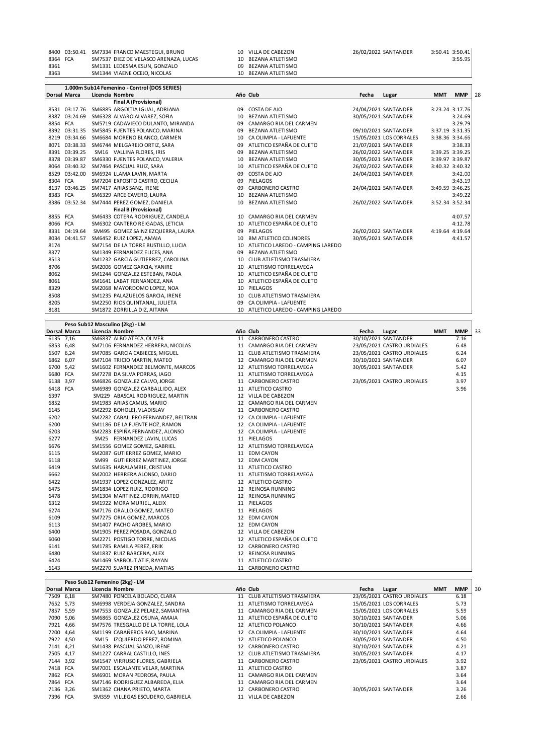| Dorsal | Marca | Licencia | Nombre | Año | Club | Fecha | Lugar | MMT | MMP |
|---|---|---|---|---|---|---|---|---|---|
| 8400 | 03:50.41 | SM7334 | FRANCO MAESTEGUI, BRUNO | 10 | VILLA DE CABEZON | 26/02/2022 | SANTANDER | 3:50.41 | 3:50.41 |
| 8364 | FCA | SM7537 | DIEZ DE VELASCO ARENAZA, LUCAS | 10 | BEZANA ATLETISMO | | | | 3:55.95 |
| 8361 | | SM1331 | LEDESMA ESUN, GONZALO | 09 | BEZANA ATLETISMO | | | | |
| 8363 | | SM1344 | VIAENE OCEJO, NICOLAS | 10 | BEZANA ATLETISMO | | | | |

## 1.000m Sub14 Femenino - Control (DOS SERIES) — 28

| Dorsal | Marca | Licencia | Nombre | Año | Club | Fecha | Lugar | MMT | MMP |
|---|---|---|---|---|---|---|---|---|---|
| | | | **Final A (Provisional)** | | | | | | |
| 8531 | 03:17.76 | SM6885 | ARGOITIA IGUAL, ADRIANA | 09 | COSTA DE AJO | 24/04/2021 | SANTANDER | 3:23.24 | 3:17.76 |
| 8387 | 03:24.69 | SM6328 | ALVARO ALVAREZ, SOFIA | 10 | BEZANA ATLETISMO | 30/05/2021 | SANTANDER | | 3:24.69 |
| 8854 | FCA | SM5719 | CADAVIECO DULANTO, MIRANDA | 09 | CAMARGO RIA DEL CARMEN | | | | 3:29.79 |
| 8392 | 03:31.35 | SM5845 | FUENTES POLANCO, MARINA | 09 | BEZANA ATLETISMO | 09/10/2021 | SANTANDER | 3:37.19 | 3:31.35 |
| 8219 | 03:34.66 | SM6684 | MORENO BLANCO, CARMEN | 10 | CA OLIMPIA - LAFUENTE | 15/05/2021 | LOS CORRALES | 3:38.36 | 3:34.66 |
| 8071 | 03:38.33 | SM6744 | MELGAREJO ORTIZ, SARA | 09 | ATLETICO ESPAÑA DE CUETO | 21/07/2021 | SANTANDER | | 3:38.33 |
| 8391 | 03:39.25 | SM16 | VALLINA FLORES, IRIS | 09 | BEZANA ATLETISMO | 26/02/2022 | SANTANDER | 3:39.25 | 3:39.25 |
| 8378 | 03:39.87 | SM6330 | FUENTES POLANCO, VALERIA | 10 | BEZANA ATLETISMO | 30/05/2021 | SANTANDER | 3:39.97 | 3:39.87 |
| 8064 | 03:40.32 | SM7464 | PASCUAL RUIZ, SARA | 10 | ATLETICO ESPAÑA DE CUETO | 26/02/2022 | SANTANDER | 3:40.32 | 3:40.32 |
| 8529 | 03:42.00 | SM6924 | LLAMA LAVIN, MARTA | 09 | COSTA DE AJO | 24/04/2021 | SANTANDER | | 3:42.00 |
| 8304 | FCA | SM7204 | EXPOSITO CASTRO, CECILIA | 09 | PIELAGOS | | | | 3:43.19 |
| 8137 | 03:46.25 | SM7417 | ARIAS SANZ, IRENE | 09 | CARBONERO CASTRO | 24/04/2021 | SANTANDER | 3:49.59 | 3:46.25 |
| 8383 | FCA | SM6329 | ARCE CAVERO, LAURA | 10 | BEZANA ATLETISMO | | | | 3:49.22 |
| 8386 | 03:52.34 | SM7444 | PEREZ GOMEZ, DANIELA | 10 | BEZANA ATLETISMO | 26/02/2022 | SANTANDER | 3:52.34 | 3:52.34 |
| | | | **Final B (Provisional)** | | | | | | |
| 8855 | FCA | SM6433 | COTERA RODRIGUEZ, CANDELA | 10 | CAMARGO RIA DEL CARMEN | | | | 4:07.57 |
| 8066 | FCA | SM6302 | CANTERO REIGADAS, LETICIA | 10 | ATLETICO ESPAÑA DE CUETO | | | | 4:12.78 |
| 8331 | 04:19.64 | SM495 | GOMEZ SAINZ EZQUERRA, LAURA | 09 | PIELAGOS | 26/02/2022 | SANTANDER | 4:19.64 | 4:19.64 |
| 8034 | 04:41.57 | SM6452 | RUIZ LOPEZ, AMAIA | 10 | BM ATLETICO COLINDRES | 30/05/2021 | SANTANDER | | 4:41.57 |
| 8174 | | SM7154 | DE LA TORRE BUSTILLO, LUCIA | 10 | ATLETICO LAREDO - CAMPING LAREDO | | | | |
| 8377 | | SM1349 | FERNANDEZ ELICES, ANA | 09 | BEZANA ATLETISMO | | | | |
| 8513 | | SM1232 | GARCIA GUTIERREZ, CAROLINA | 10 | CLUB ATLETISMO TRASMIERA | | | | |
| 8706 | | SM2006 | GOMEZ GARCIA, YANIRE | 10 | ATLETISMO TORRELAVEGA | | | | |
| 8062 | | SM1244 | GONZALEZ ESTEBAN, PAOLA | 10 | ATLETICO ESPAÑA DE CUETO | | | | |
| 8061 | | SM1641 | LABAT FERNANDEZ, ANA | 10 | ATLETICO ESPAÑA DE CUETO | | | | |
| 8329 | | SM2068 | MAYORDOMO LOPEZ, NOA | 10 | PIELAGOS | | | | |
| 8508 | | SM1235 | PALAZUELOS GARCIA, IRENE | 10 | CLUB ATLETISMO TRASMIERA | | | | |
| 8205 | | SM2250 | RIOS QUINTANAL, JULIETA | 09 | CA OLIMPIA - LAFUENTE | | | | |
| 8181 | | SM1872 | ZORRILLA DIZ, AITANA | 10 | ATLETICO LAREDO - CAMPING LAREDO | | | | |

## Peso Sub12 Masculino (2kg) - LM — 33

| Dorsal | Marca | Licencia | Nombre | Año | Club | Fecha | Lugar | MMT | MMP |
|---|---|---|---|---|---|---|---|---|---|
| 6135 | 7,16 | SM6837 | ALBO ATECA, OLIVER | 11 | CARBONERO CASTRO | 30/10/2021 | SANTANDER | | 7.16 |
| 6853 | 6,48 | SM7106 | FERNANDEZ HERRERA, NICOLAS | 11 | CAMARGO RIA DEL CARMEN | 23/05/2021 | CASTRO URDIALES | | 6.48 |
| 6507 | 6,24 | SM7085 | GARCIA CABIECES, MIGUEL | 11 | CLUB ATLETISMO TRASMIERA | 23/05/2021 | CASTRO URDIALES | | 6.24 |
| 6862 | 6,07 | SM7104 | TRICIO MARTIN, MATEO | 12 | CAMARGO RIA DEL CARMEN | 30/10/2021 | SANTANDER | | 6.07 |
| 6700 | 5,42 | SM1602 | FERNANDEZ BELMONTE, MARCOS | 12 | ATLETISMO TORRELAVEGA | 30/05/2021 | SANTANDER | | 5.42 |
| 6680 | FCA | SM7278 | DA SILVA PORRAS, IAGO | 11 | ATLETISMO TORRELAVEGA | | | | 4.15 |
| 6138 | 3,97 | SM6826 | GONZALEZ CALVO, JORGE | 11 | CARBONERO CASTRO | 23/05/2021 | CASTRO URDIALES | | 3.97 |
| 6418 | FCA | SM6989 | GONZALEZ CARBALLIDO, ALEX | 11 | ATLETICO CASTRO | | | | 3.96 |
| 6397 | | SM229 | ABASCAL RODRIGUEZ, MARTIN | 12 | VILLA DE CABEZON | | | | |
| 6852 | | SM1983 | ARIAS CAMUS, MARIO | 12 | CAMARGO RIA DEL CARMEN | | | | |
| 6145 | | SM2292 | BOHOLEI, VLADISLAV | 11 | CARBONERO CASTRO | | | | |
| 6202 | | SM2282 | CABALLERO FERNANDEZ, BELTRAN | 12 | CA OLIMPIA - LAFUENTE | | | | |
| 6200 | | SM1186 | DE LA FUENTE HOZ, RAMON | 12 | CA OLIMPIA - LAFUENTE | | | | |
| 6203 | | SM2283 | ESPIÑA FERNANDEZ, ALONSO | 12 | CA OLIMPIA - LAFUENTE | | | | |
| 6277 | | SM25 | FERNANDEZ LAVIN, LUCAS | 11 | PIELAGOS | | | | |
| 6676 | | SM1556 | GOMEZ GOMEZ, GABRIEL | 12 | ATLETISMO TORRELAVEGA | | | | |
| 6115 | | SM2087 | GUTIERREZ GOMEZ, MARIO | 11 | EDM CAYON | | | | |
| 6118 | | SM99 | GUTIERREZ MARTINEZ, JORGE | 12 | EDM CAYON | | | | |
| 6419 | | SM1635 | HARALAMBIE, CRISTIAN | 11 | ATLETICO CASTRO | | | | |
| 6662 | | SM2002 | HERRERA ALONSO, DARIO | 11 | ATLETISMO TORRELAVEGA | | | | |
| 6422 | | SM1937 | LOPEZ GONZALEZ, ARITZ | 12 | ATLETICO CASTRO | | | | |
| 6475 | | SM1834 | LOPEZ RUIZ, RODRIGO | 12 | REINOSA RUNNING | | | | |
| 6478 | | SM1304 | MARTINEZ JORRIN, MATEO | 12 | REINOSA RUNNING | | | | |
| 6312 | | SM1922 | MORA MURIEL, ALEIX | 11 | PIELAGOS | | | | |
| 6274 | | SM7176 | ORALLO GOMEZ, MATEO | 11 | PIELAGOS | | | | |
| 6109 | | SM7275 | ORIA GOMEZ, MARCOS | 12 | EDM CAYON | | | | |
| 6113 | | SM1407 | PACHO AROBES, MARIO | 12 | EDM CAYON | | | | |
| 6400 | | SM1905 | PEREZ POSADA, GONZALO | 12 | VILLA DE CABEZON | | | | |
| 6060 | | SM2271 | POSTIGO TORRE, NICOLAS | 12 | ATLETICO ESPAÑA DE CUETO | | | | |
| 6141 | | SM1785 | RAMILA PEREZ, ERIK | 12 | CARBONERO CASTRO | | | | |
| 6480 | | SM1837 | RUIZ BARCENA, ALEX | 12 | REINOSA RUNNING | | | | |
| 6424 | | SM1469 | SARBOUT ATIF, RAYAN | 11 | ATLETICO CASTRO | | | | |
| 6143 | | SM2270 | SUAREZ PINEDA, MATIAS | 11 | CARBONERO CASTRO | | | | |

## Peso Sub12 Femenino (2kg) - LM — 30

| Dorsal | Marca | Licencia | Nombre | Año | Club | Fecha | Lugar | MMT | MMP |
|---|---|---|---|---|---|---|---|---|---|
| 7509 | 6,18 | SM7480 | PONCELA BOLADO, CLARA | 11 | CLUB ATLETISMO TRASMIERA | 23/05/2021 | CASTRO URDIALES | | 6.18 |
| 7652 | 5,73 | SM6998 | VERDEJA GONZALEZ, SANDRA | 11 | ATLETISMO TORRELAVEGA | 15/05/2021 | LOS CORRALES | | 5.73 |
| 7857 | 5,59 | SM7553 | GONZALEZ PELAEZ, SAMANTHA | 11 | CAMARGO RIA DEL CARMEN | 15/05/2021 | LOS CORRALES | | 5.59 |
| 7090 | 5,06 | SM6865 | GONZALEZ OSUNA, AMAIA | 11 | ATLETICO ESPAÑA DE CUETO | 30/10/2021 | SANTANDER | | 5.06 |
| 7921 | 4,66 | SM7576 | TRESGALLO DE LA TORRE, LOLA | 12 | ATLETICO POLANCO | 30/10/2021 | SANTANDER | | 4.66 |
| 7200 | 4,64 | SM1199 | CABAÑEROS BAO, MARINA | 12 | CA OLIMPIA - LAFUENTE | 30/10/2021 | SANTANDER | | 4.64 |
| 7922 | 4,50 | SM15 | IZQUIERDO PEREZ, ROMINA | 12 | ATLETICO POLANCO | 30/05/2021 | SANTANDER | | 4.50 |
| 7141 | 4,21 | SM1438 | PASCUAL SANZO, IRENE | 12 | CARBONERO CASTRO | 30/10/2021 | SANTANDER | | 4.21 |
| 7505 | 4,17 | SM1227 | CARRAL CASTILLO, INES | 12 | CLUB ATLETISMO TRASMIERA | 30/05/2021 | SANTANDER | | 4.17 |
| 7144 | 3,92 | SM1547 | VIRRUSO FLORES, GABRIELA | 11 | CARBONERO CASTRO | 23/05/2021 | CASTRO URDIALES | | 3.92 |
| 7418 | FCA | SM7001 | ESCALANTE VELAR, MARTINA | 11 | ATLETICO CASTRO | | | | 3.87 |
| 7862 | FCA | SM6901 | MORAN PEDROSA, PAULA | 11 | CAMARGO RIA DEL CARMEN | | | | 3.64 |
| 7864 | FCA | SM7146 | RODRIGUEZ ALBAREDA, ELIA | 11 | CAMARGO RIA DEL CARMEN | | | | 3.64 |
| 7136 | 3,26 | SM1362 | CHANA PRIETO, MARTA | 12 | CARBONERO CASTRO | 30/05/2021 | SANTANDER | | 3.26 |
| 7396 | FCA | SM359 | VILLEGAS ESCUDERO, GABRIELA | 11 | VILLA DE CABEZON | | | | 2.66 |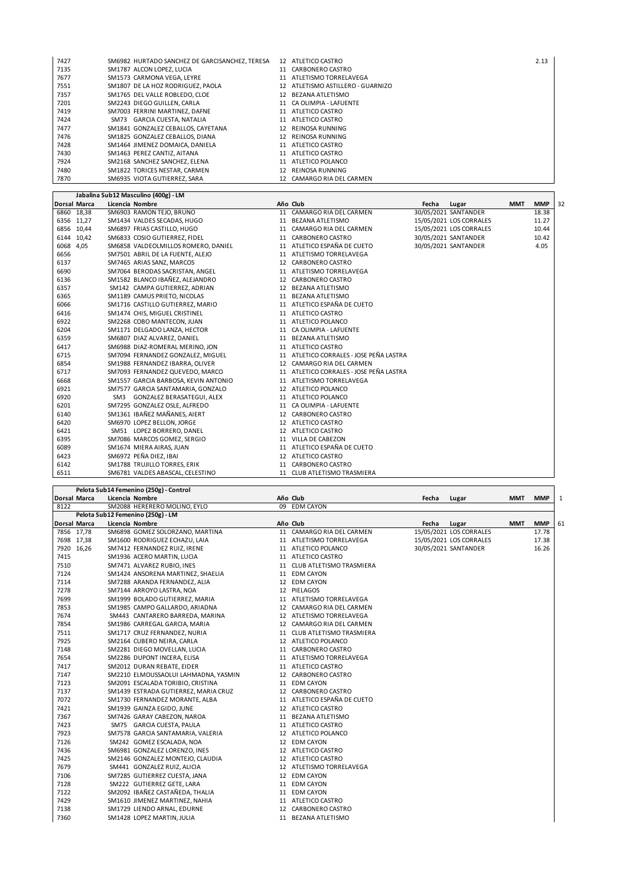| Dorsal | Marca | Licencia | Nombre | Año | Club | Fecha | Lugar | MMT | MMP |
|---|---|---|---|---|---|---|---|---|---|
| 7427 | | SM6982 | HURTADO SANCHEZ DE GARCISANCHEZ, TERESA | 12 | ATLETICO CASTRO | | | | 2.13 |
| 7135 | | SM1787 | ALCON LOPEZ, LUCIA | 11 | CARBONERO CASTRO | | | | |
| 7677 | | SM1573 | CARMONA VEGA, LEYRE | 11 | ATLETISMO TORRELAVEGA | | | | |
| 7551 | | SM1807 | DE LA HOZ RODRIGUEZ, PAOLA | 12 | ATLETISMO ASTILLERO - GUARNIZO | | | | |
| 7357 | | SM1765 | DEL VALLE ROBLEDO, CLOE | 12 | BEZANA ATLETISMO | | | | |
| 7201 | | SM2243 | DIEGO GUILLEN, CARLA | 11 | CA OLIMPIA - LAFUENTE | | | | |
| 7419 | | SM7003 | FERRINI MARTINEZ, DAFNE | 11 | ATLETICO CASTRO | | | | |
| 7424 | | SM73 | GARCIA CUESTA, NATALIA | 11 | ATLETICO CASTRO | | | | |
| 7477 | | SM1841 | GONZALEZ CEBALLOS, CAYETANA | 12 | REINOSA RUNNING | | | | |
| 7476 | | SM1825 | GONZALEZ CEBALLOS, DIANA | 12 | REINOSA RUNNING | | | | |
| 7428 | | SM1464 | JIMENEZ DOMAICA, DANIELA | 11 | ATLETICO CASTRO | | | | |
| 7430 | | SM1463 | PEREZ CANTIZ, AITANA | 11 | ATLETICO CASTRO | | | | |
| 7924 | | SM2168 | SANCHEZ SANCHEZ, ELENA | 11 | ATLETICO POLANCO | | | | |
| 7480 | | SM1822 | TORICES NESTAR, CARMEN | 12 | REINOSA RUNNING | | | | |
| 7870 | | SM6935 | VIOTA GUTIERREZ, SARA | 12 | CAMARGO RIA DEL CARMEN | | | | |

**Jabalina Sub12 Masculino (400g) - LM** — 32

| Dorsal | Marca | Licencia | Nombre | Año | Club | Fecha | Lugar | MMT | MMP |
|---|---|---|---|---|---|---|---|---|---|
| 6860 | 18,38 | SM6903 | RAMON TEJO, BRUNO | 11 | CAMARGO RIA DEL CARMEN | 30/05/2021 | SANTANDER | | 18.38 |
| 6356 | 11,27 | SM1434 | VALDES SECADAS, HUGO | 11 | BEZANA ATLETISMO | 15/05/2021 | LOS CORRALES | | 11.27 |
| 6856 | 10,44 | SM6897 | FRIAS CASTILLO, HUGO | 11 | CAMARGO RIA DEL CARMEN | 15/05/2021 | LOS CORRALES | | 10.44 |
| 6144 | 10,42 | SM6833 | COSIO GUTIERREZ, FIDEL | 11 | CARBONERO CASTRO | 30/05/2021 | SANTANDER | | 10.42 |
| 6068 | 4,05 | SM6858 | VALDEOLMILLOS ROMERO, DANIEL | 11 | ATLETICO ESPAÑA DE CUETO | 30/05/2021 | SANTANDER | | 4.05 |
| 6656 | | SM7501 | ABRIL DE LA FUENTE, ALEJO | 11 | ATLETISMO TORRELAVEGA | | | | |
| 6137 | | SM7465 | ARIAS SANZ, MARCOS | 12 | CARBONERO CASTRO | | | | |
| 6690 | | SM7064 | BERODAS SACRISTAN, ANGEL | 11 | ATLETISMO TORRELAVEGA | | | | |
| 6136 | | SM1582 | BLANCO IBAÑEZ, ALEJANDRO | 12 | CARBONERO CASTRO | | | | |
| 6357 | | SM142 | CAMPA GUTIERREZ, ADRIAN | 12 | BEZANA ATLETISMO | | | | |
| 6365 | | SM1189 | CAMUS PRIETO, NICOLAS | 11 | BEZANA ATLETISMO | | | | |
| 6066 | | SM1716 | CASTILLO GUTIERREZ, MARIO | 11 | ATLETICO ESPAÑA DE CUETO | | | | |
| 6416 | | SM1474 | CHIS, MIGUEL CRISTINEL | 11 | ATLETICO CASTRO | | | | |
| 6922 | | SM2268 | COBO MANTECON, JUAN | 11 | ATLETICO POLANCO | | | | |
| 6204 | | SM1171 | DELGADO LANZA, HECTOR | 11 | CA OLIMPIA - LAFUENTE | | | | |
| 6359 | | SM6807 | DIAZ ALVAREZ, DANIEL | 11 | BEZANA ATLETISMO | | | | |
| 6417 | | SM6988 | DIAZ-ROMERAL MERINO, JON | 11 | ATLETICO CASTRO | | | | |
| 6715 | | SM7094 | FERNANDEZ GONZALEZ, MIGUEL | 11 | ATLETICO CORRALES - JOSE PEÑA LASTRA | | | | |
| 6854 | | SM1988 | FERNANDEZ IBARRA, OLIVER | 12 | CAMARGO RIA DEL CARMEN | | | | |
| 6717 | | SM7093 | FERNANDEZ QUEVEDO, MARCO | 11 | ATLETICO CORRALES - JOSE PEÑA LASTRA | | | | |
| 6668 | | SM1557 | GARCIA BARBOSA, KEVIN ANTONIO | 11 | ATLETISMO TORRELAVEGA | | | | |
| 6921 | | SM7577 | GARCIA SANTAMARIA, GONZALO | 12 | ATLETICO POLANCO | | | | |
| 6920 | | SM3 | GONZALEZ BERASATEGUI, ALEX | 11 | ATLETICO POLANCO | | | | |
| 6201 | | SM7295 | GONZALEZ OSLE, ALFREDO | 11 | CA OLIMPIA - LAFUENTE | | | | |
| 6140 | | SM1361 | IBAÑEZ MAÑANES, AIERT | 12 | CARBONERO CASTRO | | | | |
| 6420 | | SM6970 | LOPEZ BELLON, JORGE | 12 | ATLETICO CASTRO | | | | |
| 6421 | | SM51 | LOPEZ BORRERO, DANEL | 12 | ATLETICO CASTRO | | | | |
| 6395 | | SM7086 | MARCOS GOMEZ, SERGIO | 11 | VILLA DE CABEZON | | | | |
| 6089 | | SM1674 | MIERA AIRAS, JUAN | 11 | ATLETICO ESPAÑA DE CUETO | | | | |
| 6423 | | SM6972 | PEÑA DIEZ, IBAI | 12 | ATLETICO CASTRO | | | | |
| 6142 | | SM1788 | TRUJILLO TORRES, ERIK | 11 | CARBONERO CASTRO | | | | |
| 6511 | | SM6781 | VALDES ABASCAL, CELESTINO | 11 | CLUB ATLETISMO TRASMIERA | | | | |

**Pelota Sub14 Femenino (250g) - Control** — 1

| Dorsal | Marca | Licencia | Nombre | Año | Club | Fecha | Lugar | MMT | MMP |
|---|---|---|---|---|---|---|---|---|---|
| 8122 | | SM2088 | HERERERO MOLINO, EYLO | 09 | EDM CAYON | | | | |

**Pelota Sub12 Femenino (250g) - LM** — 61

| Dorsal | Marca | Licencia | Nombre | Año | Club | Fecha | Lugar | MMT | MMP |
|---|---|---|---|---|---|---|---|---|---|
| 7856 | 17,78 | SM6898 | GOMEZ SOLORZANO, MARTINA | 11 | CAMARGO RIA DEL CARMEN | 15/05/2021 | LOS CORRALES | | 17.78 |
| 7698 | 17,38 | SM1600 | RODRIGUEZ ECHAZU, LAIA | 11 | ATLETISMO TORRELAVEGA | 15/05/2021 | LOS CORRALES | | 17.38 |
| 7920 | 16,26 | SM7412 | FERNANDEZ RUIZ, IRENE | 11 | ATLETICO POLANCO | 30/05/2021 | SANTANDER | | 16.26 |
| 7415 | | SM1936 | ACERO MARTIN, LUCIA | 11 | ATLETICO CASTRO | | | | |
| 7510 | | SM7471 | ALVAREZ RUBIO, INES | 11 | CLUB ATLETISMO TRASMIERA | | | | |
| 7124 | | SM1424 | ANSORENA MARTINEZ, SHAELIA | 11 | EDM CAYON | | | | |
| 7114 | | SM7288 | ARANDA FERNANDEZ, ALIA | 12 | EDM CAYON | | | | |
| 7278 | | SM7144 | ARROYO LASTRA, NOA | 12 | PIELAGOS | | | | |
| 7699 | | SM1999 | BOLADO GUTIERREZ, MARIA | 11 | ATLETISMO TORRELAVEGA | | | | |
| 7853 | | SM1985 | CAMPO GALLARDO, ARIADNA | 12 | CAMARGO RIA DEL CARMEN | | | | |
| 7674 | | SM443 | CANTARERO BARREDA, MARINA | 12 | ATLETISMO TORRELAVEGA | | | | |
| 7854 | | SM1986 | CARREGAL GARCIA, MARIA | 12 | CAMARGO RIA DEL CARMEN | | | | |
| 7511 | | SM1717 | CRUZ FERNANDEZ, NURIA | 11 | CLUB ATLETISMO TRASMIERA | | | | |
| 7925 | | SM2164 | CUBERO NEIRA, CARLA | 12 | ATLETICO POLANCO | | | | |
| 7148 | | SM2281 | DIEGO MOVELLAN, LUCIA | 11 | CARBONERO CASTRO | | | | |
| 7654 | | SM2286 | DUPONT INCERA, ELISA | 11 | ATLETISMO TORRELAVEGA | | | | |
| 7417 | | SM2012 | DURAN REBATE, EIDER | 11 | ATLETICO CASTRO | | | | |
| 7147 | | SM2210 | ELMOUSSAOLUI LAHMADNA, YASMIN | 12 | CARBONERO CASTRO | | | | |
| 7123 | | SM2091 | ESCALADA TORIBIO, CRISTINA | 11 | EDM CAYON | | | | |
| 7137 | | SM1439 | ESTRADA GUTIERREZ, MARIA CRUZ | 12 | CARBONERO CASTRO | | | | |
| 7072 | | SM1730 | FERNANDEZ MORANTE, ALBA | 11 | ATLETICO ESPAÑA DE CUETO | | | | |
| 7421 | | SM1939 | GAINZA EGIDO, JUNE | 12 | ATLETICO CASTRO | | | | |
| 7367 | | SM7426 | GARAY CABEZON, NAROA | 11 | BEZANA ATLETISMO | | | | |
| 7423 | | SM75 | GARCIA CUESTA, PAULA | 11 | ATLETICO CASTRO | | | | |
| 7923 | | SM7578 | GARCIA SANTAMARIA, VALERIA | 12 | ATLETICO POLANCO | | | | |
| 7126 | | SM242 | GOMEZ ESCALADA, NOA | 12 | EDM CAYON | | | | |
| 7436 | | SM6981 | GONZALEZ LORENZO, INES | 12 | ATLETICO CASTRO | | | | |
| 7425 | | SM2146 | GONZALEZ MONTEJO, CLAUDIA | 12 | ATLETICO CASTRO | | | | |
| 7679 | | SM441 | GONZALEZ RUIZ, ALICIA | 12 | ATLETISMO TORRELAVEGA | | | | |
| 7106 | | SM7285 | GUTIERREZ CUESTA, JANA | 12 | EDM CAYON | | | | |
| 7128 | | SM222 | GUTIERREZ GETE, LARA | 11 | EDM CAYON | | | | |
| 7122 | | SM2092 | IBAÑEZ CASTAÑEDA, THALIA | 11 | EDM CAYON | | | | |
| 7429 | | SM1610 | JIMENEZ MARTINEZ, NAHIA | 11 | ATLETICO CASTRO | | | | |
| 7138 | | SM1729 | LIENDO ARNAL, EDURNE | 12 | CARBONERO CASTRO | | | | |
| 7360 | | SM1428 | LOPEZ MARTIN, JULIA | 11 | BEZANA ATLETISMO | | | | |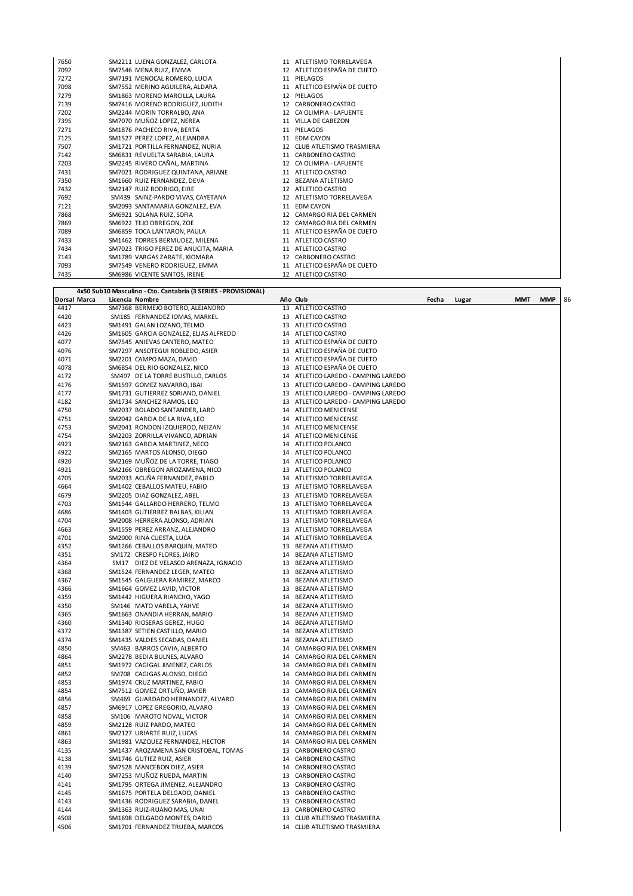| | | | | | | | | | |
|---|---|---|---|---|---|---|---|---|---|
| 7650 | | SM2211 | LUENA GONZALEZ, CARLOTA | 11 | ATLETISMO TORRELAVEGA | | | | |
| 7092 | | SM7546 | MENA RUIZ, EMMA | 12 | ATLETICO ESPAÑA DE CUETO | | | | |
| 7272 | | SM7191 | MENOCAL ROMERO, LUCIA | 11 | PIELAGOS | | | | |
| 7098 | | SM7552 | MERINO AGUILERA, ALDARA | 11 | ATLETICO ESPAÑA DE CUETO | | | | |
| 7279 | | SM1863 | MORENO MARCILLA, LAURA | 12 | PIELAGOS | | | | |
| 7139 | | SM7416 | MORENO RODRIGUEZ, JUDITH | 12 | CARBONERO CASTRO | | | | |
| 7202 | | SM2244 | MORIN TORRALBO, ANA | 12 | CA OLIMPIA - LAFUENTE | | | | |
| 7395 | | SM7070 | MUÑOZ LOPEZ, NEREA | 11 | VILLA DE CABEZON | | | | |
| 7271 | | SM1876 | PACHECO RIVA, BERTA | 11 | PIELAGOS | | | | |
| 7125 | | SM1527 | PEREZ LOPEZ, ALEJANDRA | 11 | EDM CAYON | | | | |
| 7507 | | SM1721 | PORTILLA FERNANDEZ, NURIA | 12 | CLUB ATLETISMO TRASMIERA | | | | |
| 7142 | | SM6831 | REVUELTA SARABIA, LAURA | 11 | CARBONERO CASTRO | | | | |
| 7203 | | SM2245 | RIVERO CAÑAL, MARTINA | 12 | CA OLIMPIA - LAFUENTE | | | | |
| 7431 | | SM7021 | RODRIGUEZ QUINTANA, ARIANE | 11 | ATLETICO CASTRO | | | | |
| 7350 | | SM1660 | RUIZ FERNANDEZ, DEVA | 12 | BEZANA ATLETISMO | | | | |
| 7432 | | SM2147 | RUIZ RODRIGO, EIRE | 12 | ATLETICO CASTRO | | | | |
| 7692 | | SM439 | SAINZ-PARDO VIVAS, CAYETANA | 12 | ATLETISMO TORRELAVEGA | | | | |
| 7121 | | SM2093 | SANTAMARIA GONZALEZ, EVA | 11 | EDM CAYON | | | | |
| 7868 | | SM6921 | SOLANA RUIZ, SOFIA | 12 | CAMARGO RIA DEL CARMEN | | | | |
| 7869 | | SM6922 | TEJO OBREGON, ZOE | 12 | CAMARGO RIA DEL CARMEN | | | | |
| 7089 | | SM6859 | TOCA LANTARON, PAULA | 11 | ATLETICO ESPAÑA DE CUETO | | | | |
| 7433 | | SM1462 | TORRES BERMUDEZ, MILENA | 11 | ATLETICO CASTRO | | | | |
| 7434 | | SM7023 | TRIGO PEREZ DE ANUCITA, MARIA | 11 | ATLETICO CASTRO | | | | |
| 7143 | | SM1789 | VARGAS ZARATE, XIOMARA | 12 | CARBONERO CASTRO | | | | |
| 7093 | | SM7549 | VENERO RODRIGUEZ, EMMA | 11 | ATLETICO ESPAÑA DE CUETO | | | | |
| 7435 | | SM6986 | VICENTE SANTOS, IRENE | 12 | ATLETICO CASTRO | | | | |

**4x50 Sub10 Masculino - Cto. Cantabria (3 SERIES - PROVISIONAL)**

| Dorsal | Marca | Licencia | Nombre | Año | Club | Fecha | Lugar | MMT | MMP |
|---|---|---|---|---|---|---|---|---|---|
| 4417 | | SM7368 | BERMEJO BOTERO, ALEJANDRO | 13 | ATLETICO CASTRO | | | | |
| 4420 | | SM185 | FERNANDEZ IOMAS, MARKEL | 13 | ATLETICO CASTRO | | | | |
| 4423 | | SM1491 | GALAN LOZANO, TELMO | 13 | ATLETICO CASTRO | | | | |
| 4426 | | SM1605 | GARCIA GONZALEZ, ELIAS ALFREDO | 14 | ATLETICO CASTRO | | | | |
| 4077 | | SM7545 | ANIEVAS CANTERO, MATEO | 13 | ATLETICO ESPAÑA DE CUETO | | | | |
| 4076 | | SM7297 | ANSOTEGUI ROBLEDO, ASIER | 13 | ATLETICO ESPAÑA DE CUETO | | | | |
| 4071 | | SM2201 | CAMPO MAZA, DAVID | 14 | ATLETICO ESPAÑA DE CUETO | | | | |
| 4078 | | SM6854 | DEL RIO GONZALEZ, NICO | 13 | ATLETICO ESPAÑA DE CUETO | | | | |
| 4172 | | SM497 | DE LA TORRE BUSTILLO, CARLOS | 14 | ATLETICO LAREDO - CAMPING LAREDO | | | | |
| 4176 | | SM1597 | GOMEZ NAVARRO, IBAI | 13 | ATLETICO LAREDO - CAMPING LAREDO | | | | |
| 4177 | | SM1731 | GUTIERREZ SORIANO, DANIEL | 13 | ATLETICO LAREDO - CAMPING LAREDO | | | | |
| 4182 | | SM1734 | SANCHEZ RAMOS, LEO | 13 | ATLETICO LAREDO - CAMPING LAREDO | | | | |
| 4750 | | SM2037 | BOLADO SANTANDER, LARO | 14 | ATLETICO MENICENSE | | | | |
| 4751 | | SM2042 | GARCIA DE LA RIVA, LEO | 14 | ATLETICO MENICENSE | | | | |
| 4753 | | SM2041 | RONDON IZQUIERDO, NEIZAN | 14 | ATLETICO MENICENSE | | | | |
| 4754 | | SM2203 | ZORRILLA VIVANCO, ADRIAN | 14 | ATLETICO MENICENSE | | | | |
| 4923 | | SM2163 | GARCIA MARTINEZ, NECO | 14 | ATLETICO POLANCO | | | | |
| 4922 | | SM2165 | MARTOS ALONSO, DIEGO | 14 | ATLETICO POLANCO | | | | |
| 4920 | | SM2169 | MUÑOZ DE LA TORRE, TIAGO | 14 | ATLETICO POLANCO | | | | |
| 4921 | | SM2166 | OBREGON AROZAMENA, NICO | 13 | ATLETICO POLANCO | | | | |
| 4705 | | SM2033 | ACUÑA FERNANDEZ, PABLO | 14 | ATLETISMO TORRELAVEGA | | | | |
| 4664 | | SM1402 | CEBALLOS MATEU, FABIO | 13 | ATLETISMO TORRELAVEGA | | | | |
| 4679 | | SM2205 | DIAZ GONZALEZ, ABEL | 13 | ATLETISMO TORRELAVEGA | | | | |
| 4703 | | SM1544 | GALLARDO HERRERO, TELMO | 13 | ATLETISMO TORRELAVEGA | | | | |
| 4686 | | SM1403 | GUTIERREZ BALBAS, KILIAN | 13 | ATLETISMO TORRELAVEGA | | | | |
| 4704 | | SM2008 | HERRERA ALONSO, ADRIAN | 13 | ATLETISMO TORRELAVEGA | | | | |
| 4663 | | SM1559 | PEREZ ARRANZ, ALEJANDRO | 13 | ATLETISMO TORRELAVEGA | | | | |
| 4701 | | SM2000 | RINA CUESTA, LUCA | 14 | ATLETISMO TORRELAVEGA | | | | |
| 4352 | | SM1266 | CEBALLOS BARQUIN, MATEO | 13 | BEZANA ATLETISMO | | | | |
| 4351 | | SM172 | CRESPO FLORES, JAIRO | 14 | BEZANA ATLETISMO | | | | |
| 4364 | | SM17 | DIEZ DE VELASCO ARENAZA, IGNACIO | 13 | BEZANA ATLETISMO | | | | |
| 4368 | | SM1524 | FERNANDEZ LEGER, MATEO | 13 | BEZANA ATLETISMO | | | | |
| 4367 | | SM1545 | GALGUERA RAMIREZ, MARCO | 14 | BEZANA ATLETISMO | | | | |
| 4366 | | SM1664 | GOMEZ LAVID, VICTOR | 13 | BEZANA ATLETISMO | | | | |
| 4359 | | SM1442 | HIGUERA RIANCHO, YAGO | 14 | BEZANA ATLETISMO | | | | |
| 4350 | | SM146 | MATO VARELA, YAHVE | 14 | BEZANA ATLETISMO | | | | |
| 4365 | | SM1663 | ONANDIA HERRAN, MARIO | 14 | BEZANA ATLETISMO | | | | |
| 4360 | | SM1340 | RIOSERAS GEREZ, HUGO | 14 | BEZANA ATLETISMO | | | | |
| 4372 | | SM1387 | SETIEN CASTILLO, MARIO | 14 | BEZANA ATLETISMO | | | | |
| 4374 | | SM1435 | VALDES SECADAS, DANIEL | 14 | BEZANA ATLETISMO | | | | |
| 4850 | | SM463 | BARROS CAVIA, ALBERTO | 14 | CAMARGO RIA DEL CARMEN | | | | |
| 4864 | | SM2278 | BEDIA BULNES, ALVARO | 14 | CAMARGO RIA DEL CARMEN | | | | |
| 4851 | | SM1972 | CAGIGAL JIMENEZ, CARLOS | 14 | CAMARGO RIA DEL CARMEN | | | | |
| 4852 | | SM708 | CAGIGAS ALONSO, DIEGO | 14 | CAMARGO RIA DEL CARMEN | | | | |
| 4853 | | SM1974 | CRUZ MARTINEZ, FABIO | 14 | CAMARGO RIA DEL CARMEN | | | | |
| 4854 | | SM7512 | GOMEZ ORTUÑO, JAVIER | 13 | CAMARGO RIA DEL CARMEN | | | | |
| 4856 | | SM469 | GUARDADO HERNANDEZ, ALVARO | 14 | CAMARGO RIA DEL CARMEN | | | | |
| 4857 | | SM6917 | LOPEZ GREGORIO, ALVARO | 13 | CAMARGO RIA DEL CARMEN | | | | |
| 4858 | | SM106 | MAROTO NOVAL, VICTOR | 14 | CAMARGO RIA DEL CARMEN | | | | |
| 4859 | | SM2128 | RUIZ PARDO, MATEO | 14 | CAMARGO RIA DEL CARMEN | | | | |
| 4861 | | SM2127 | URIARTE RUIZ, LUCAS | 14 | CAMARGO RIA DEL CARMEN | | | | |
| 4863 | | SM1981 | VAZQUEZ FERNANDEZ, HECTOR | 14 | CAMARGO RIA DEL CARMEN | | | | |
| 4135 | | SM1437 | AROZAMENA SAN CRISTOBAL, TOMAS | 13 | CARBONERO CASTRO | | | | |
| 4138 | | SM1746 | GUTIEZ RUIZ, ASIER | 14 | CARBONERO CASTRO | | | | |
| 4139 | | SM7528 | MANCEBON DIEZ, ASIER | 14 | CARBONERO CASTRO | | | | |
| 4140 | | SM7253 | MUÑOZ RUEDA, MARTIN | 13 | CARBONERO CASTRO | | | | |
| 4141 | | SM1795 | ORTEGA JIMENEZ, ALEJANDRO | 13 | CARBONERO CASTRO | | | | |
| 4145 | | SM1675 | PORTELA DELGADO, DANIEL | 13 | CARBONERO CASTRO | | | | |
| 4143 | | SM1436 | RODRIGUEZ SARABIA, DANEL | 13 | CARBONERO CASTRO | | | | |
| 4144 | | SM1363 | RUIZ-RUANO MAS, UNAI | 13 | CARBONERO CASTRO | | | | |
| 4508 | | SM1698 | DELGADO MONTES, DARIO | 13 | CLUB ATLETISMO TRASMIERA | | | | |
| 4506 | | SM1701 | FERNANDEZ TRUEBA, MARCOS | 14 | CLUB ATLETISMO TRASMIERA | | | | |

86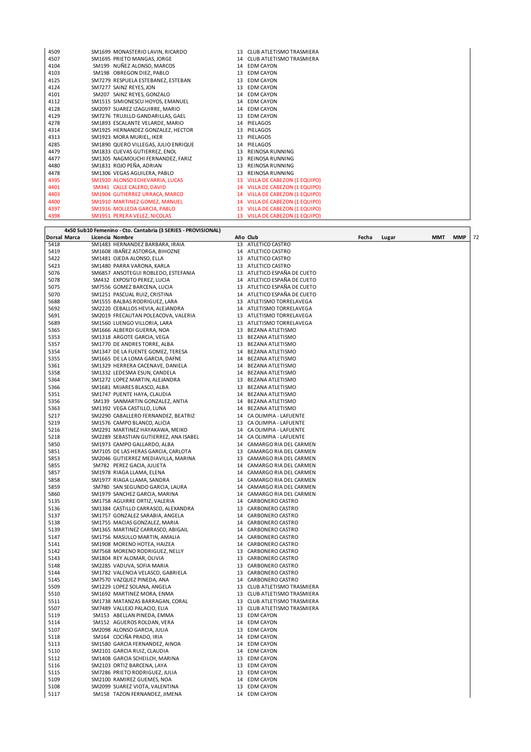| Dorsal | Marca | Licencia | Nombre | Año | Club |
|---|---|---|---|---|---|
| 4509 | | SM1699 | MONASTERIO LAVIN, RICARDO | 13 | CLUB ATLETISMO TRASMIERA |
| 4507 | | SM1695 | PRIETO MANGAS, JORGE | 14 | CLUB ATLETISMO TRASMIERA |
| 4104 | | SM199 | NUÑEZ ALONSO, MARCOS | 14 | EDM CAYON |
| 4103 | | SM198 | OBREGON DIEZ, PABLO | 13 | EDM CAYON |
| 4125 | | SM7279 | RESPUELA ESTEBANEZ, ESTEBAN | 13 | EDM CAYON |
| 4124 | | SM7277 | SAINZ REYES, JON | 13 | EDM CAYON |
| 4101 | | SM207 | SAINZ REYES, GONZALO | 14 | EDM CAYON |
| 4112 | | SM1515 | SIMIONESCU HOYOS, EMANUEL | 14 | EDM CAYON |
| 4128 | | SM2097 | SUAREZ IZAGUIRRE, MARIO | 14 | EDM CAYON |
| 4129 | | SM7276 | TRUJILLO GANDARILLAS, GAEL | 13 | EDM CAYON |
| 4278 | | SM1893 | ESCALANTE VELARDE, MARIO | 14 | PIELAGOS |
| 4314 | | SM1925 | HERNANDEZ GONZALEZ, HECTOR | 13 | PIELAGOS |
| 4313 | | SM1923 | MORA MURIEL, IKER | 13 | PIELAGOS |
| 4285 | | SM1890 | QUERO VILLEGAS, JULIO ENRIQUE | 14 | PIELAGOS |
| 4479 | | SM1833 | CUEVAS GUTIERREZ, ENOL | 13 | REINOSA RUNNING |
| 4477 | | SM1305 | NAGMOUCHI FERNANDEZ, FARIZ | 13 | REINOSA RUNNING |
| 4480 | | SM1831 | ROJO PEÑA, ADRIAN | 13 | REINOSA RUNNING |
| 4478 | | SM1306 | VEGAS AGUILERA, PABLO | 13 | REINOSA RUNNING |
| 4395 | | SM1920 | ALONSO ECHEVARRIA, LUCAS | 13 | VILLA DE CABEZON (1 EQUIPO) |
| 4401 | | SM341 | CALLE CALERO, DAVID | 14 | VILLA DE CABEZON (1 EQUIPO) |
| 4403 | | SM1904 | GUTIERREZ URRACA, MARCO | 14 | VILLA DE CABEZON (1 EQUIPO) |
| 4400 | | SM1910 | MARTINEZ GOMEZ, MANUEL | 14 | VILLA DE CABEZON (1 EQUIPO) |
| 4397 | | SM1916 | MOLLEDA GARCIA, PABLO | 13 | VILLA DE CABEZON (1 EQUIPO) |
| 4398 | | SM1951 | PERERA VELEZ, NICOLAS | 13 | VILLA DE CABEZON (1 EQUIPO) |

**4x50 Sub10 Femenino - Cto. Cantabria (3 SERIES - PROVISIONAL)**

| Dorsal | Marca | Licencia | Nombre | Año | Club | Fecha | Lugar | MMT | MMP |
|---|---|---|---|---|---|---|---|---|---|
| 5418 | | SM1483 | HERNANDEZ BARBARA, IRAIA | 13 | ATLETICO CASTRO | | | | |
| 5419 | | SM1608 | IBAÑEZ ASTORGA, BIHOZNE | 14 | ATLETICO CASTRO | | | | |
| 5422 | | SM1481 | OJEDA ALONSO, ELLA | 13 | ATLETICO CASTRO | | | | |
| 5423 | | SM1480 | PARRA VARONA, KARLA | 13 | ATLETICO CASTRO | | | | |
| 5076 | | SM6857 | ANSOTEGUI ROBLEDO, ESTEFANIA | 13 | ATLETICO ESPAÑA DE CUETO | | | | |
| 5078 | | SM432 | EXPOSITO PEREZ, LUCIA | 14 | ATLETICO ESPAÑA DE CUETO | | | | |
| 5075 | | SM7556 | GOMEZ BARCENA, LUCIA | 13 | ATLETICO ESPAÑA DE CUETO | | | | |
| 5070 | | SM1251 | PASCUAL RUIZ, CRISTINA | 14 | ATLETICO ESPAÑA DE CUETO | | | | |
| 5688 | | SM1555 | BALBAS RODRIGUEZ, LARA | 13 | ATLETISMO TORRELAVEGA | | | | |
| 5692 | | SM2220 | CEBALLOS HEVIA, ALEJANDRA | 14 | ATLETISMO TORRELAVEGA | | | | |
| 5691 | | SM2019 | FRECAUTAN POLEACOVA, VALERIA | 13 | ATLETISMO TORRELAVEGA | | | | |
| 5689 | | SM1560 | LUENGO VILLORIA, LARA | 13 | ATLETISMO TORRELAVEGA | | | | |
| 5365 | | SM1666 | ALBERDI GUERRA, NOA | 13 | BEZANA ATLETISMO | | | | |
| 5353 | | SM1318 | ARGOTE GARCIA, VEGA | 13 | BEZANA ATLETISMO | | | | |
| 5357 | | SM1770 | DE ANDRES TORRE, ALBA | 13 | BEZANA ATLETISMO | | | | |
| 5354 | | SM1347 | DE LA FUENTE GOMEZ, TERESA | 14 | BEZANA ATLETISMO | | | | |
| 5355 | | SM1665 | DE LA LOMA GARCIA, DAFNE | 14 | BEZANA ATLETISMO | | | | |
| 5361 | | SM1329 | HERRERA CACENAVE, DANIELA | 14 | BEZANA ATLETISMO | | | | |
| 5358 | | SM1332 | LEDESMA ESUN, CANDELA | 14 | BEZANA ATLETISMO | | | | |
| 5364 | | SM1272 | LOPEZ MARTIN, ALEJANDRA | 13 | BEZANA ATLETISMO | | | | |
| 5366 | | SM1681 | MIJARES BLASCO, ALBA | 13 | BEZANA ATLETISMO | | | | |
| 5351 | | SM1747 | PUENTE HAYA, CLAUDIA | 14 | BEZANA ATLETISMO | | | | |
| 5356 | | SM139 | SANMARTIN GONZALEZ, ANTIA | 14 | BEZANA ATLETISMO | | | | |
| 5363 | | SM1392 | VEGA CASTILLO, LUNA | 14 | BEZANA ATLETISMO | | | | |
| 5217 | | SM2290 | CABALLERO FERNANDEZ, BEATRIZ | 14 | CA OLIMPIA - LAFUENTE | | | | |
| 5219 | | SM1576 | CAMPO BLANCO, ALICIA | 13 | CA OLIMPIA - LAFUENTE | | | | |
| 5216 | | SM2291 | MARTINEZ HAYAKAWA, MEIKO | 14 | CA OLIMPIA - LAFUENTE | | | | |
| 5218 | | SM2289 | SEBASTIAN GUTIERREZ, ANA ISABEL | 14 | CA OLIMPIA - LAFUENTE | | | | |
| 5850 | | SM1973 | CAMPO GALLARDO, ALBA | 14 | CAMARGO RIA DEL CARMEN | | | | |
| 5851 | | SM7105 | DE LAS HERAS GARCIA, CARLOTA | 13 | CAMARGO RIA DEL CARMEN | | | | |
| 5853 | | SM2046 | GUTIERREZ MEDIAVILLA, MARINA | 13 | CAMARGO RIA DEL CARMEN | | | | |
| 5855 | | SM782 | PEREZ GACIA, JULIETA | 14 | CAMARGO RIA DEL CARMEN | | | | |
| 5857 | | SM1978 | RIAGA LLAMA, ELENA | 14 | CAMARGO RIA DEL CARMEN | | | | |
| 5858 | | SM1977 | RIAGA LLAMA, SANDRA | 14 | CAMARGO RIA DEL CARMEN | | | | |
| 5859 | | SM780 | SAN SEGUNDO GARCIA, LAURA | 14 | CAMARGO RIA DEL CARMEN | | | | |
| 5860 | | SM1979 | SANCHEZ GARCIA, MARINA | 14 | CAMARGO RIA DEL CARMEN | | | | |
| 5135 | | SM1758 | AGUIRRE ORTIZ, VALERIA | 14 | CARBONERO CASTRO | | | | |
| 5136 | | SM1384 | CASTILLO CARRASCO, ALEXANDRA | 13 | CARBONERO CASTRO | | | | |
| 5137 | | SM1757 | GONZALEZ SARABIA, ANGELA | 14 | CARBONERO CASTRO | | | | |
| 5138 | | SM1755 | MACIAS GONZALEZ, MARIA | 14 | CARBONERO CASTRO | | | | |
| 5139 | | SM1365 | MARTINEZ CARRASCO, ABIGAIL | 14 | CARBONERO CASTRO | | | | |
| 5147 | | SM1756 | MASULLO MARTIN, AMALIA | 14 | CARBONERO CASTRO | | | | |
| 5141 | | SM1908 | MORENO HOTEA, HAIZEA | 14 | CARBONERO CASTRO | | | | |
| 5142 | | SM7568 | MORENO RODRIGUEZ, NELLY | 13 | CARBONERO CASTRO | | | | |
| 5143 | | SM1804 | REY ALOMAR, OLIVIA | 13 | CARBONERO CASTRO | | | | |
| 5148 | | SM2285 | VADUVA, SOFIA MARIA | 13 | CARBONERO CASTRO | | | | |
| 5144 | | SM1782 | VALENCIA VELASCO, GABRIELA | 13 | CARBONERO CASTRO | | | | |
| 5145 | | SM7570 | VAZQUEZ PINEDA, ANA | 14 | CARBONERO CASTRO | | | | |
| 5509 | | SM1229 | LOPEZ SOLANA, ANGELA | 13 | CLUB ATLETISMO TRASMIERA | | | | |
| 5510 | | SM1692 | MARTINEZ MORA, ENMA | 13 | CLUB ATLETISMO TRASMIERA | | | | |
| 5511 | | SM1738 | MATANZAS BARRAGAN, CORAL | 13 | CLUB ATLETISMO TRASMIERA | | | | |
| 5507 | | SM7489 | VALLEJO PALACIO, ELIA | 13 | CLUB ATLETISMO TRASMIERA | | | | |
| 5119 | | SM153 | ABELLAN PINEDA, EMMA | 13 | EDM CAYON | | | | |
| 5114 | | SM152 | AGUEROS ROLDAN, VERA | 14 | EDM CAYON | | | | |
| 5107 | | SM2098 | ALONSO GARCIA, JULIA | 13 | EDM CAYON | | | | |
| 5118 | | SM164 | COCIÑA PRADO, IRIA | 14 | EDM CAYON | | | | |
| 5113 | | SM1580 | GARCIA FERNANDEZ, AINOA | 14 | EDM CAYON | | | | |
| 5110 | | SM2101 | GARCIA RUIZ, CLAUDIA | 14 | EDM CAYON | | | | |
| 5112 | | SM1408 | GARCIA SCHEILCH, MARINA | 13 | EDM CAYON | | | | |
| 5116 | | SM2103 | ORTIZ BARCENA, LAYA | 13 | EDM CAYON | | | | |
| 5115 | | SM7286 | PRIETO RODRIGUEZ, JULIA | 13 | EDM CAYON | | | | |
| 5109 | | SM2100 | RAMIREZ GUEMES, NOA | 14 | EDM CAYON | | | | |
| 5108 | | SM2099 | SUAREZ VIOTA, VALENTINA | 13 | EDM CAYON | | | | |
| 5117 | | SM158 | TAZON FERNANDEZ, JIMENA | 14 | EDM CAYON | | | | |

72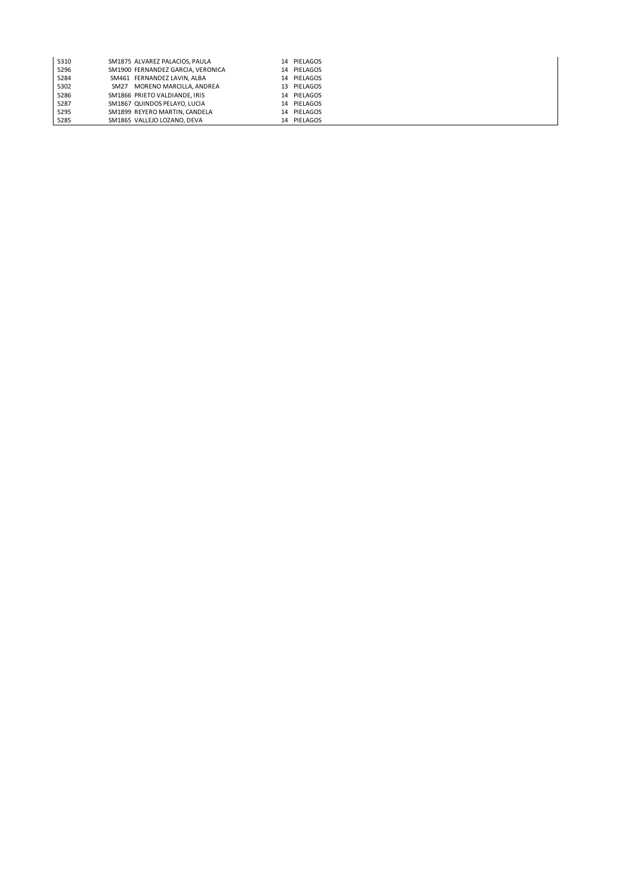| | | | | |
|---|---|---|---|---|
| 5310 | SM1875 | ALVAREZ PALACIOS, PAULA | 14 | PIELAGOS |
| 5296 | SM1900 | FERNANDEZ GARCIA, VERONICA | 14 | PIELAGOS |
| 5284 | SM461 | FERNANDEZ LAVIN, ALBA | 14 | PIELAGOS |
| 5302 | SM27 | MORENO MARCILLA, ANDREA | 13 | PIELAGOS |
| 5286 | SM1866 | PRIETO VALDIANDE, IRIS | 14 | PIELAGOS |
| 5287 | SM1867 | QUINDOS PELAYO, LUCIA | 14 | PIELAGOS |
| 5295 | SM1899 | REYERO MARTIN, CANDELA | 14 | PIELAGOS |
| 5285 | SM1865 | VALLEJO LOZANO, DEVA | 14 | PIELAGOS |